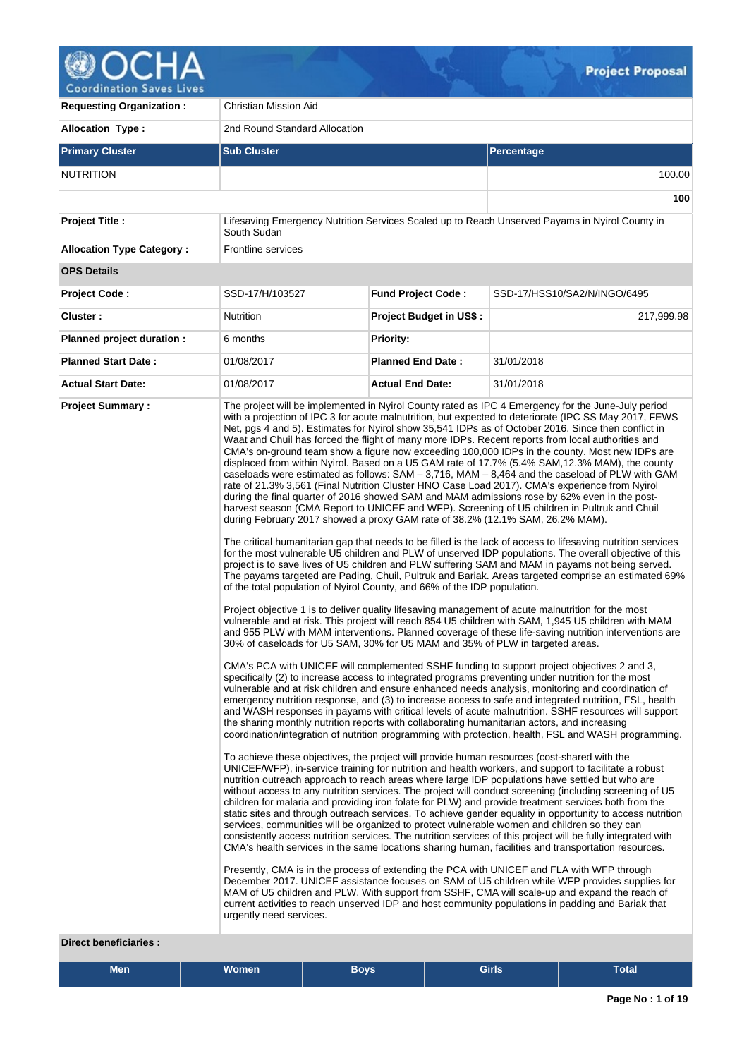# Project Proposal

| | |
|---|---|
| **Requesting Organization :** | Christian Mission Aid |
| **Allocation Type :** | 2nd Round Standard Allocation |

| Primary Cluster | Sub Cluster | Percentage |
|---|---|---|
| NUTRITION | | 100.00 |
| | | **100** |

| | | | |
|---|---|---|---|
| **Project Title :** | Lifesaving Emergency Nutrition Services Scaled up to Reach Unserved Payams in Nyirol County in South Sudan | | |
| **Allocation Type Category :** | Frontline services | | |
| **OPS Details** | | | |
| **Project Code :** | SSD-17/H/103527 | **Fund Project Code :** | SSD-17/HSS10/SA2/N/INGO/6495 |
| **Cluster :** | Nutrition | **Project Budget in US$ :** | 217,999.98 |
| **Planned project duration :** | 6 months | **Priority:** | |
| **Planned Start Date :** | 01/08/2017 | **Planned End Date :** | 31/01/2018 |
| **Actual Start Date:** | 01/08/2017 | **Actual End Date:** | 31/01/2018 |

**Project Summary :**

The project will be implemented in Nyirol County rated as IPC 4 Emergency for the June-July period with a projection of IPC 3 for acute malnutrition, but expected to deteriorate (IPC SS May 2017, FEWS Net, pgs 4 and 5). Estimates for Nyirol show 35,541 IDPs as of October 2016. Since then conflict in Waat and Chuil has forced the flight of many more IDPs. Recent reports from local authorities and CMA's on-ground team show a figure now exceeding 100,000 IDPs in the county. Most new IDPs are displaced from within Nyirol. Based on a U5 GAM rate of 17.7% (5.4% SAM,12.3% MAM), the county caseloads were estimated as follows: SAM – 3,716, MAM – 8,464 and the caseload of PLW with GAM rate of 21.3% 3,561 (Final Nutrition Cluster HNO Case Load 2017). CMA's experience from Nyirol during the final quarter of 2016 showed SAM and MAM admissions rose by 62% even in the post-harvest season (CMA Report to UNICEF and WFP). Screening of U5 children in Pultruk and Chuil during February 2017 showed a proxy GAM rate of 38.2% (12.1% SAM, 26.2% MAM).

The critical humanitarian gap that needs to be filled is the lack of access to lifesaving nutrition services for the most vulnerable U5 children and PLW of unserved IDP populations. The overall objective of this project is to save lives of U5 children and PLW suffering SAM and MAM in payams not being served. The payams targeted are Pading, Chuil, Pultruk and Bariak. Areas targeted comprise an estimated 69% of the total population of Nyirol County, and 66% of the IDP population.

Project objective 1 is to deliver quality lifesaving management of acute malnutrition for the most vulnerable and at risk. This project will reach 854 U5 children with SAM, 1,945 U5 children with MAM and 955 PLW with MAM interventions. Planned coverage of these life-saving nutrition interventions are 30% of caseloads for U5 SAM, 30% for U5 MAM and 35% of PLW in targeted areas.

CMA's PCA with UNICEF will complemented SSHF funding to support project objectives 2 and 3, specifically (2) to increase access to integrated programs preventing under nutrition for the most vulnerable and at risk children and ensure enhanced needs analysis, monitoring and coordination of emergency nutrition response, and (3) to increase access to safe and integrated nutrition, FSL, health and WASH responses in payams with critical levels of acute malnutrition. SSHF resources will support the sharing monthly nutrition reports with collaborating humanitarian actors, and increasing coordination/integration of nutrition programming with protection, health, FSL and WASH programming.

To achieve these objectives, the project will provide human resources (cost-shared with the UNICEF/WFP), in-service training for nutrition and health workers, and support to facilitate a robust nutrition outreach approach to reach areas where large IDP populations have settled but who are without access to any nutrition services. The project will conduct screening (including screening of U5 children for malaria and providing iron folate for PLW) and provide treatment services both from the static sites and through outreach services. To achieve gender equality in opportunity to access nutrition services, communities will be organized to protect vulnerable women and children so they can consistently access nutrition services. The nutrition services of this project will be fully integrated with CMA's health services in the same locations sharing human, facilities and transportation resources.

Presently, CMA is in the process of extending the PCA with UNICEF and FLA with WFP through December 2017. UNICEF assistance focuses on SAM of U5 children while WFP provides supplies for MAM of U5 children and PLW. With support from SSHF, CMA will scale-up and expand the current activities to reach unserved IDP and host community populations in padding and Bariak that urgently need services.

**Direct beneficiaries :**

| Men | Women | Boys | Girls | Total |
|---|---|---|---|---|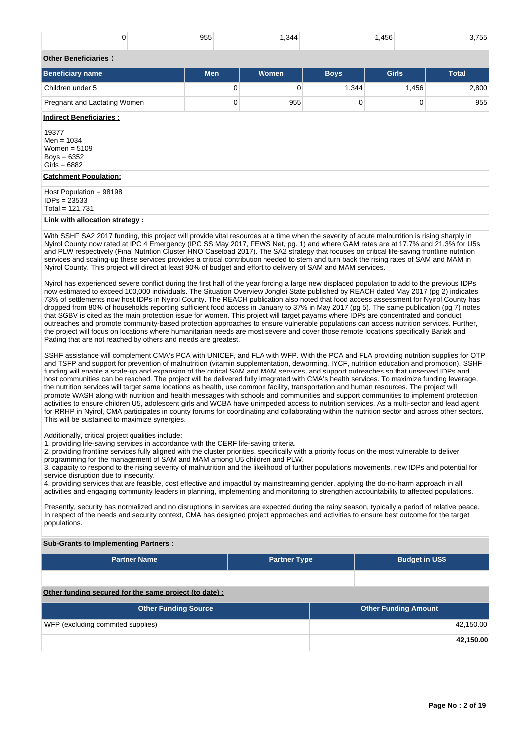| 0 | 955 | 1,344 | 1,456 | 3,755 |
|---|---|---|---|---|

**Other Beneficiaries :**

| Beneficiary name | Men | Women | Boys | Girls | Total |
|---|---|---|---|---|---|
| Children under 5 | 0 | 0 | 1,344 | 1,456 | 2,800 |
| Pregnant and Lactating Women | 0 | 955 | 0 | 0 | 955 |

**Indirect Beneficiaries :**

19377
Men = 1034
Women = 5109
Boys = 6352
Girls = 6882

**Catchment Population:**

Host Population = 98198
IDPs = 23533
Total = 121,731

**Link with allocation strategy :**

With SSHF SA2 2017 funding, this project will provide vital resources at a time when the severity of acute malnutrition is rising sharply in Nyirol County now rated at IPC 4 Emergency (IPC SS May 2017, FEWS Net, pg. 1) and where GAM rates are at 17.7% and 21.3% for U5s and PLW respectively (Final Nutrition Cluster HNO Caseload 2017). The SA2 strategy that focuses on critical life-saving frontline nutrition services and scaling-up these services provides a critical contribution needed to stem and turn back the rising rates of SAM and MAM in Nyirol County. This project will direct at least 90% of budget and effort to delivery of SAM and MAM services.

Nyirol has experienced severe conflict during the first half of the year forcing a large new displaced population to add to the previous IDPs now estimated to exceed 100,000 individuals. The Situation Overview Jonglei State published by REACH dated May 2017 (pg 2) indicates 73% of settlements now host IDPs in Nyirol County. The REACH publication also noted that food access assessment for Nyirol County has dropped from 80% of households reporting sufficient food access in January to 37% in May 2017 (pg 5). The same publication (pg 7) notes that SGBV is cited as the main protection issue for women. This project will target payams where IDPs are concentrated and conduct outreaches and promote community-based protection approaches to ensure vulnerable populations can access nutrition services. Further, the project will focus on locations where humanitarian needs are most severe and cover those remote locations specifically Bariak and Pading that are not reached by others and needs are greatest.

SSHF assistance will complement CMA's PCA with UNICEF, and FLA with WFP. With the PCA and FLA providing nutrition supplies for OTP and TSFP and support for prevention of malnutrition (vitamin supplementation, deworming, IYCF, nutrition education and promotion), SSHF funding will enable a scale-up and expansion of the critical SAM and MAM services, and support outreaches so that unserved IDPs and host communities can be reached. The project will be delivered fully integrated with CMA's health services. To maximize funding leverage, the nutrition services will target same locations as health, use common facility, transportation and human resources. The project will promote WASH along with nutrition and health messages with schools and communities and support communities to implement protection activities to ensure children U5, adolescent girls and WCBA have unimpeded access to nutrition services. As a multi-sector and lead agent for RRHP in Nyirol, CMA participates in county forums for coordinating and collaborating within the nutrition sector and across other sectors. This will be sustained to maximize synergies.

Additionally, critical project qualities include:
1. providing life-saving services in accordance with the CERF life-saving criteria.
2. providing frontline services fully aligned with the cluster priorities, specifically with a priority focus on the most vulnerable to deliver programming for the management of SAM and MAM among U5 children and PLW.
3. capacity to respond to the rising severity of malnutrition and the likelihood of further populations movements, new IDPs and potential for service disruption due to insecurity.
4. providing services that are feasible, cost effective and impactful by mainstreaming gender, applying the do-no-harm approach in all activities and engaging community leaders in planning, implementing and monitoring to strengthen accountability to affected populations.

Presently, security has normalized and no disruptions in services are expected during the rainy season, typically a period of relative peace. In respect of the needs and security context, CMA has designed project approaches and activities to ensure best outcome for the target populations.

**Sub-Grants to Implementing Partners :**

| Partner Name | Partner Type | Budget in US$ |
|---|---|---|
| | | |

**Other funding secured for the same project (to date) :**

| Other Funding Source | Other Funding Amount |
|---|---|
| WFP (excluding commited supplies) | 42,150.00 |
| | **42,150.00** |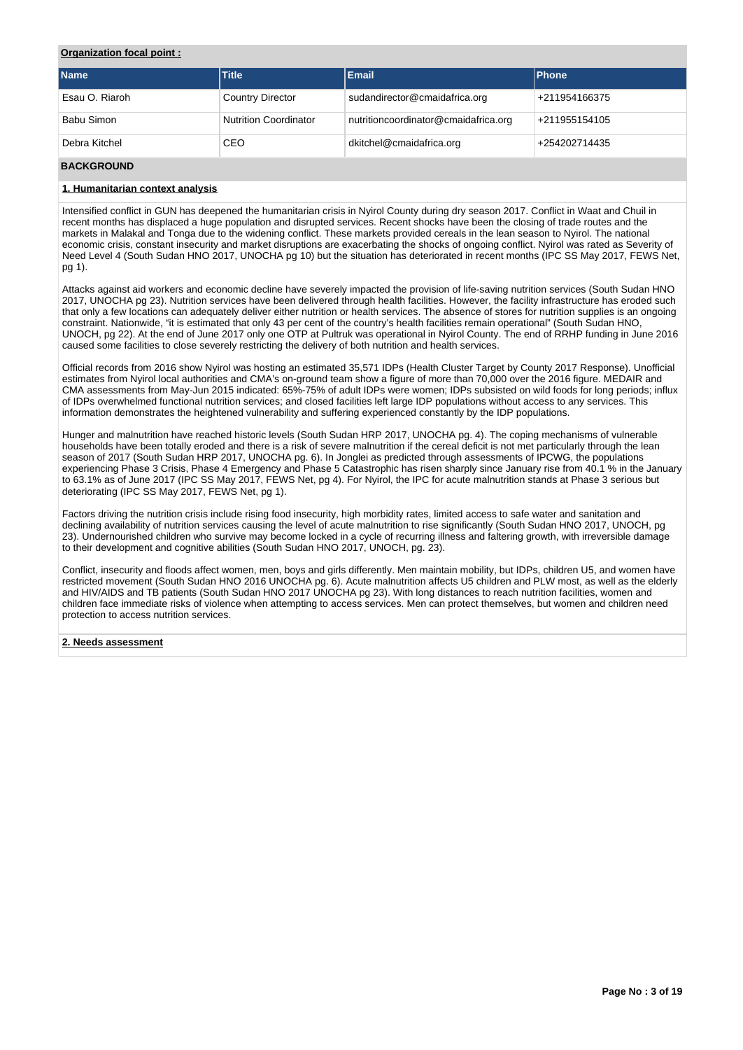**Organization focal point :**

| Name | Title | Email | Phone |
|---|---|---|---|
| Esau O. Riaroh | Country Director | sudandirector@cmaidafrica.org | +211954166375 |
| Babu Simon | Nutrition Coordinator | nutritioncoordinator@cmaidafrica.org | +211955154105 |
| Debra Kitchel | CEO | dkitchel@cmaidafrica.org | +254202714435 |

## BACKGROUND

**1. Humanitarian context analysis**

Intensified conflict in GUN has deepened the humanitarian crisis in Nyirol County during dry season 2017. Conflict in Waat and Chuil in recent months has displaced a huge population and disrupted services. Recent shocks have been the closing of trade routes and the markets in Malakal and Tonga due to the widening conflict. These markets provided cereals in the lean season to Nyirol. The national economic crisis, constant insecurity and market disruptions are exacerbating the shocks of ongoing conflict. Nyirol was rated as Severity of Need Level 4 (South Sudan HNO 2017, UNOCHA pg 10) but the situation has deteriorated in recent months (IPC SS May 2017, FEWS Net, pg 1).

Attacks against aid workers and economic decline have severely impacted the provision of life-saving nutrition services (South Sudan HNO 2017, UNOCHA pg 23). Nutrition services have been delivered through health facilities. However, the facility infrastructure has eroded such that only a few locations can adequately deliver either nutrition or health services. The absence of stores for nutrition supplies is an ongoing constraint. Nationwide, "it is estimated that only 43 per cent of the country's health facilities remain operational" (South Sudan HNO, UNOCH, pg 22). At the end of June 2017 only one OTP at Pultruk was operational in Nyirol County. The end of RRHP funding in June 2016 caused some facilities to close severely restricting the delivery of both nutrition and health services.

Official records from 2016 show Nyirol was hosting an estimated 35,571 IDPs (Health Cluster Target by County 2017 Response). Unofficial estimates from Nyirol local authorities and CMA's on-ground team show a figure of more than 70,000 over the 2016 figure. MEDAIR and CMA assessments from May-Jun 2015 indicated: 65%-75% of adult IDPs were women; IDPs subsisted on wild foods for long periods; influx of IDPs overwhelmed functional nutrition services; and closed facilities left large IDP populations without access to any services. This information demonstrates the heightened vulnerability and suffering experienced constantly by the IDP populations.

Hunger and malnutrition have reached historic levels (South Sudan HRP 2017, UNOCHA pg. 4). The coping mechanisms of vulnerable households have been totally eroded and there is a risk of severe malnutrition if the cereal deficit is not met particularly through the lean season of 2017 (South Sudan HRP 2017, UNOCHA pg. 6). In Jonglei as predicted through assessments of IPCWG, the populations experiencing Phase 3 Crisis, Phase 4 Emergency and Phase 5 Catastrophic has risen sharply since January rise from 40.1 % in the January to 63.1% as of June 2017 (IPC SS May 2017, FEWS Net, pg 4). For Nyirol, the IPC for acute malnutrition stands at Phase 3 serious but deteriorating (IPC SS May 2017, FEWS Net, pg 1).

Factors driving the nutrition crisis include rising food insecurity, high morbidity rates, limited access to safe water and sanitation and declining availability of nutrition services causing the level of acute malnutrition to rise significantly (South Sudan HNO 2017, UNOCH, pg 23). Undernourished children who survive may become locked in a cycle of recurring illness and faltering growth, with irreversible damage to their development and cognitive abilities (South Sudan HNO 2017, UNOCH, pg. 23).

Conflict, insecurity and floods affect women, men, boys and girls differently. Men maintain mobility, but IDPs, children U5, and women have restricted movement (South Sudan HNO 2016 UNOCHA pg. 6). Acute malnutrition affects U5 children and PLW most, as well as the elderly and HIV/AIDS and TB patients (South Sudan HNO 2017 UNOCHA pg 23). With long distances to reach nutrition facilities, women and children face immediate risks of violence when attempting to access services. Men can protect themselves, but women and children need protection to access nutrition services.

**2. Needs assessment**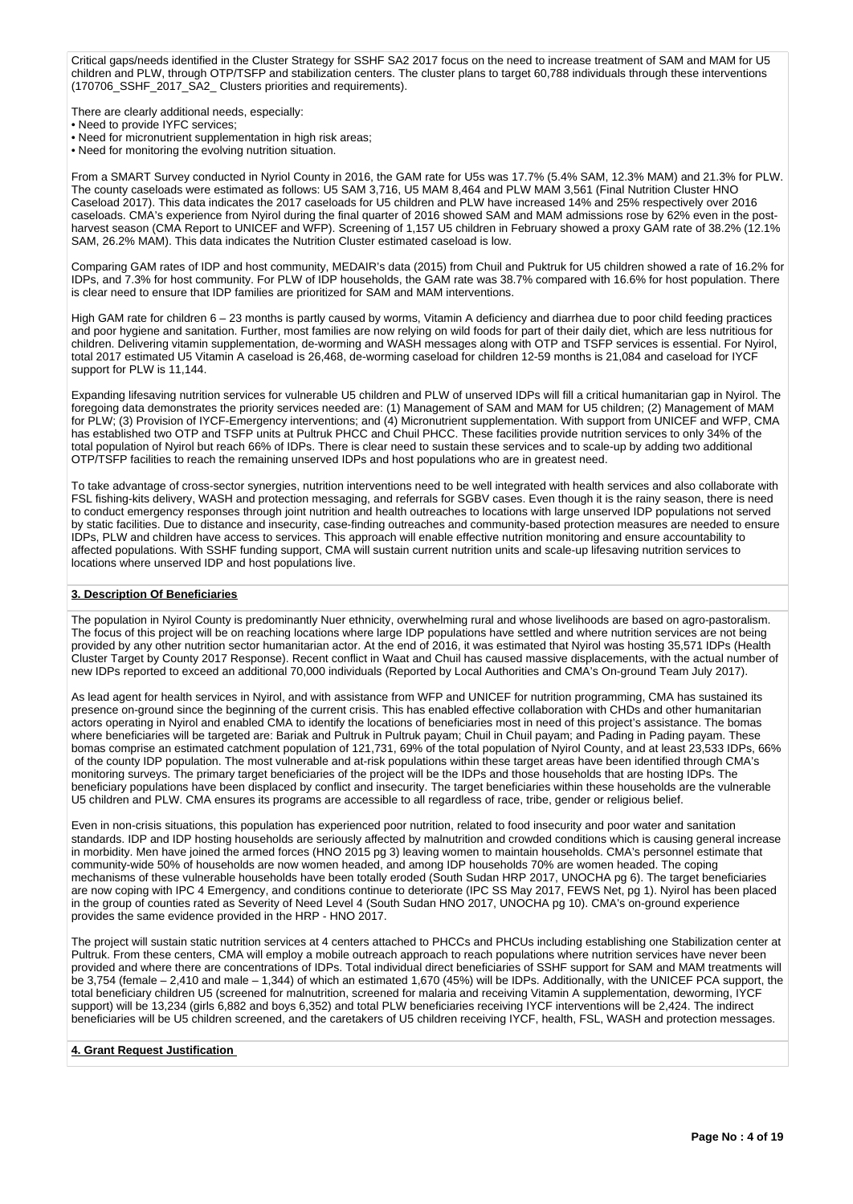Critical gaps/needs identified in the Cluster Strategy for SSHF SA2 2017 focus on the need to increase treatment of SAM and MAM for U5 children and PLW, through OTP/TSFP and stabilization centers. The cluster plans to target 60,788 individuals through these interventions (170706_SSHF_2017_SA2_ Clusters priorities and requirements).

There are clearly additional needs, especially:
- Need to provide IYFC services;
- Need for micronutrient supplementation in high risk areas;
- Need for monitoring the evolving nutrition situation.

From a SMART Survey conducted in Nyriol County in 2016, the GAM rate for U5s was 17.7% (5.4% SAM, 12.3% MAM) and 21.3% for PLW. The county caseloads were estimated as follows: U5 SAM 3,716, U5 MAM 8,464 and PLW MAM 3,561 (Final Nutrition Cluster HNO Caseload 2017). This data indicates the 2017 caseloads for U5 children and PLW have increased 14% and 25% respectively over 2016 caseloads. CMA's experience from Nyirol during the final quarter of 2016 showed SAM and MAM admissions rose by 62% even in the post-harvest season (CMA Report to UNICEF and WFP). Screening of 1,157 U5 children in February showed a proxy GAM rate of 38.2% (12.1% SAM, 26.2% MAM). This data indicates the Nutrition Cluster estimated caseload is low.

Comparing GAM rates of IDP and host community, MEDAIR's data (2015) from Chuil and Puktruk for U5 children showed a rate of 16.2% for IDPs, and 7.3% for host community. For PLW of IDP households, the GAM rate was 38.7% compared with 16.6% for host population. There is clear need to ensure that IDP families are prioritized for SAM and MAM interventions.

High GAM rate for children 6 – 23 months is partly caused by worms, Vitamin A deficiency and diarrhea due to poor child feeding practices and poor hygiene and sanitation. Further, most families are now relying on wild foods for part of their daily diet, which are less nutritious for children. Delivering vitamin supplementation, de-worming and WASH messages along with OTP and TSFP services is essential. For Nyirol, total 2017 estimated U5 Vitamin A caseload is 26,468, de-worming caseload for children 12-59 months is 21,084 and caseload for IYCF support for PLW is 11,144.

Expanding lifesaving nutrition services for vulnerable U5 children and PLW of unserved IDPs will fill a critical humanitarian gap in Nyirol. The foregoing data demonstrates the priority services needed are: (1) Management of SAM and MAM for U5 children; (2) Management of MAM for PLW; (3) Provision of IYCF-Emergency interventions; and (4) Micronutrient supplementation. With support from UNICEF and WFP, CMA has established two OTP and TSFP units at Pultruk PHCC and Chuil PHCC. These facilities provide nutrition services to only 34% of the total population of Nyirol but reach 66% of IDPs. There is clear need to sustain these services and to scale-up by adding two additional OTP/TSFP facilities to reach the remaining unserved IDPs and host populations who are in greatest need.

To take advantage of cross-sector synergies, nutrition interventions need to be well integrated with health services and also collaborate with FSL fishing-kits delivery, WASH and protection messaging, and referrals for SGBV cases. Even though it is the rainy season, there is need to conduct emergency responses through joint nutrition and health outreaches to locations with large unserved IDP populations not served by static facilities. Due to distance and insecurity, case-finding outreaches and community-based protection measures are needed to ensure IDPs, PLW and children have access to services. This approach will enable effective nutrition monitoring and ensure accountability to affected populations. With SSHF funding support, CMA will sustain current nutrition units and scale-up lifesaving nutrition services to locations where unserved IDP and host populations live.

**3. Description Of Beneficiaries**

The population in Nyirol County is predominantly Nuer ethnicity, overwhelming rural and whose livelihoods are based on agro-pastoralism. The focus of this project will be on reaching locations where large IDP populations have settled and where nutrition services are not being provided by any other nutrition sector humanitarian actor. At the end of 2016, it was estimated that Nyirol was hosting 35,571 IDPs (Health Cluster Target by County 2017 Response). Recent conflict in Waat and Chuil has caused massive displacements, with the actual number of new IDPs reported to exceed an additional 70,000 individuals (Reported by Local Authorities and CMA's On-ground Team July 2017).

As lead agent for health services in Nyirol, and with assistance from WFP and UNICEF for nutrition programming, CMA has sustained its presence on-ground since the beginning of the current crisis. This has enabled effective collaboration with CHDs and other humanitarian actors operating in Nyirol and enabled CMA to identify the locations of beneficiaries most in need of this project's assistance. The bomas where beneficiaries will be targeted are: Bariak and Pultruk in Pultruk payam; Chuil in Chuil payam; and Pading in Pading payam. These bomas comprise an estimated catchment population of 121,731, 69% of the total population of Nyirol County, and at least 23,533 IDPs, 66% of the county IDP population. The most vulnerable and at-risk populations within these target areas have been identified through CMA's monitoring surveys. The primary target beneficiaries of the project will be the IDPs and those households that are hosting IDPs. The beneficiary populations have been displaced by conflict and insecurity. The target beneficiaries within these households are the vulnerable U5 children and PLW. CMA ensures its programs are accessible to all regardless of race, tribe, gender or religious belief.

Even in non-crisis situations, this population has experienced poor nutrition, related to food insecurity and poor water and sanitation standards. IDP and IDP hosting households are seriously affected by malnutrition and crowded conditions which is causing general increase in morbidity. Men have joined the armed forces (HNO 2015 pg 3) leaving women to maintain households. CMA's personnel estimate that community-wide 50% of households are now women headed, and among IDP households 70% are women headed. The coping mechanisms of these vulnerable households have been totally eroded (South Sudan HRP 2017, UNOCHA pg 6). The target beneficiaries are now coping with IPC 4 Emergency, and conditions continue to deteriorate (IPC SS May 2017, FEWS Net, pg 1). Nyirol has been placed in the group of counties rated as Severity of Need Level 4 (South Sudan HNO 2017, UNOCHA pg 10). CMA's on-ground experience provides the same evidence provided in the HRP - HNO 2017.

The project will sustain static nutrition services at 4 centers attached to PHCCs and PHCUs including establishing one Stabilization center at Pultruk. From these centers, CMA will employ a mobile outreach approach to reach populations where nutrition services have never been provided and where there are concentrations of IDPs. Total individual direct beneficiaries of SSHF support for SAM and MAM treatments will be 3,754 (female – 2,410 and male – 1,344) of which an estimated 1,670 (45%) will be IDPs. Additionally, with the UNICEF PCA support, the total beneficiary children U5 (screened for malnutrition, screened for malaria and receiving Vitamin A supplementation, deworming, IYCF support) will be 13,234 (girls 6,882 and boys 6,352) and total PLW beneficiaries receiving IYCF interventions will be 2,424. The indirect beneficiaries will be U5 children screened, and the caretakers of U5 children receiving IYCF, health, FSL, WASH and protection messages.

**4. Grant Request Justification**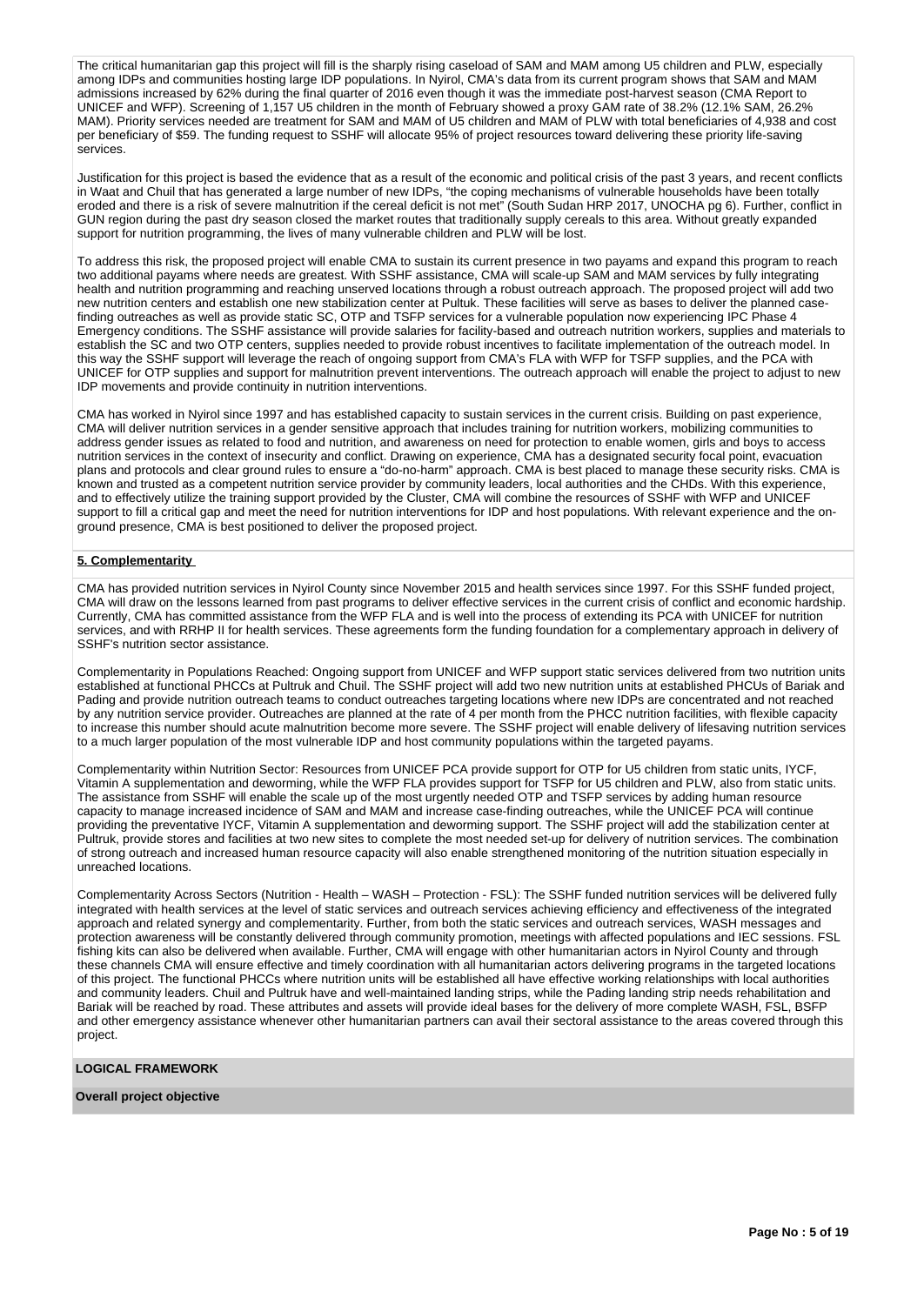The critical humanitarian gap this project will fill is the sharply rising caseload of SAM and MAM among U5 children and PLW, especially among IDPs and communities hosting large IDP populations. In Nyirol, CMA's data from its current program shows that SAM and MAM admissions increased by 62% during the final quarter of 2016 even though it was the immediate post-harvest season (CMA Report to UNICEF and WFP). Screening of 1,157 U5 children in the month of February showed a proxy GAM rate of 38.2% (12.1% SAM, 26.2% MAM). Priority services needed are treatment for SAM and MAM of U5 children and MAM of PLW with total beneficiaries of 4,938 and cost per beneficiary of $59. The funding request to SSHF will allocate 95% of project resources toward delivering these priority life-saving services.

Justification for this project is based the evidence that as a result of the economic and political crisis of the past 3 years, and recent conflicts in Waat and Chuil that has generated a large number of new IDPs, "the coping mechanisms of vulnerable households have been totally eroded and there is a risk of severe malnutrition if the cereal deficit is not met" (South Sudan HRP 2017, UNOCHA pg 6). Further, conflict in GUN region during the past dry season closed the market routes that traditionally supply cereals to this area. Without greatly expanded support for nutrition programming, the lives of many vulnerable children and PLW will be lost.

To address this risk, the proposed project will enable CMA to sustain its current presence in two payams and expand this program to reach two additional payams where needs are greatest. With SSHF assistance, CMA will scale-up SAM and MAM services by fully integrating health and nutrition programming and reaching unserved locations through a robust outreach approach. The proposed project will add two new nutrition centers and establish one new stabilization center at Pultuk. These facilities will serve as bases to deliver the planned case-finding outreaches as well as provide static SC, OTP and TSFP services for a vulnerable population now experiencing IPC Phase 4 Emergency conditions. The SSHF assistance will provide salaries for facility-based and outreach nutrition workers, supplies and materials to establish the SC and two OTP centers, supplies needed to provide robust incentives to facilitate implementation of the outreach model. In this way the SSHF support will leverage the reach of ongoing support from CMA's FLA with WFP for TSFP supplies, and the PCA with UNICEF for OTP supplies and support for malnutrition prevent interventions. The outreach approach will enable the project to adjust to new IDP movements and provide continuity in nutrition interventions.

CMA has worked in Nyirol since 1997 and has established capacity to sustain services in the current crisis. Building on past experience, CMA will deliver nutrition services in a gender sensitive approach that includes training for nutrition workers, mobilizing communities to address gender issues as related to food and nutrition, and awareness on need for protection to enable women, girls and boys to access nutrition services in the context of insecurity and conflict. Drawing on experience, CMA has a designated security focal point, evacuation plans and protocols and clear ground rules to ensure a "do-no-harm" approach. CMA is best placed to manage these security risks. CMA is known and trusted as a competent nutrition service provider by community leaders, local authorities and the CHDs. With this experience, and to effectively utilize the training support provided by the Cluster, CMA will combine the resources of SSHF with WFP and UNICEF support to fill a critical gap and meet the need for nutrition interventions for IDP and host populations. With relevant experience and the on-ground presence, CMA is best positioned to deliver the proposed project.

**5. Complementarity**

CMA has provided nutrition services in Nyirol County since November 2015 and health services since 1997. For this SSHF funded project, CMA will draw on the lessons learned from past programs to deliver effective services in the current crisis of conflict and economic hardship. Currently, CMA has committed assistance from the WFP FLA and is well into the process of extending its PCA with UNICEF for nutrition services, and with RRHP II for health services. These agreements form the funding foundation for a complementary approach in delivery of SSHF's nutrition sector assistance.

Complementarity in Populations Reached: Ongoing support from UNICEF and WFP support static services delivered from two nutrition units established at functional PHCCs at Pultruk and Chuil. The SSHF project will add two new nutrition units at established PHCUs of Bariak and Pading and provide nutrition outreach teams to conduct outreaches targeting locations where new IDPs are concentrated and not reached by any nutrition service provider. Outreaches are planned at the rate of 4 per month from the PHCC nutrition facilities, with flexible capacity to increase this number should acute malnutrition become more severe. The SSHF project will enable delivery of lifesaving nutrition services to a much larger population of the most vulnerable IDP and host community populations within the targeted payams.

Complementarity within Nutrition Sector: Resources from UNICEF PCA provide support for OTP for U5 children from static units, IYCF, Vitamin A supplementation and deworming, while the WFP FLA provides support for TSFP for U5 children and PLW, also from static units. The assistance from SSHF will enable the scale up of the most urgently needed OTP and TSFP services by adding human resource capacity to manage increased incidence of SAM and MAM and increase case-finding outreaches, while the UNICEF PCA will continue providing the preventative IYCF, Vitamin A supplementation and deworming support. The SSHF project will add the stabilization center at Pultruk, provide stores and facilities at two new sites to complete the most needed set-up for delivery of nutrition services. The combination of strong outreach and increased human resource capacity will also enable strengthened monitoring of the nutrition situation especially in unreached locations.

Complementarity Across Sectors (Nutrition - Health – WASH – Protection - FSL): The SSHF funded nutrition services will be delivered fully integrated with health services at the level of static services and outreach services achieving efficiency and effectiveness of the integrated approach and related synergy and complementarity. Further, from both the static services and outreach services, WASH messages and protection awareness will be constantly delivered through community promotion, meetings with affected populations and IEC sessions. FSL fishing kits can also be delivered when available. Further, CMA will engage with other humanitarian actors in Nyirol County and through these channels CMA will ensure effective and timely coordination with all humanitarian actors delivering programs in the targeted locations of this project. The functional PHCCs where nutrition units will be established all have effective working relationships with local authorities and community leaders. Chuil and Pultruk have and well-maintained landing strips, while the Pading landing strip needs rehabilitation and Bariak will be reached by road. These attributes and assets will provide ideal bases for the delivery of more complete WASH, FSL, BSFP and other emergency assistance whenever other humanitarian partners can avail their sectoral assistance to the areas covered through this project.

**LOGICAL FRAMEWORK**

**Overall project objective**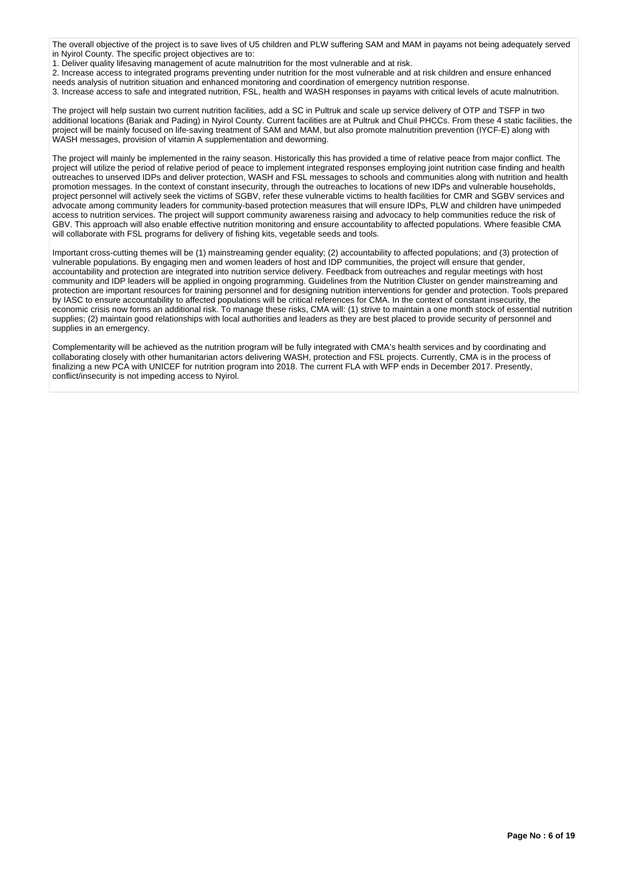The overall objective of the project is to save lives of U5 children and PLW suffering SAM and MAM in payams not being adequately served in Nyirol County. The specific project objectives are to:

1. Deliver quality lifesaving management of acute malnutrition for the most vulnerable and at risk.
2. Increase access to integrated programs preventing under nutrition for the most vulnerable and at risk children and ensure enhanced needs analysis of nutrition situation and enhanced monitoring and coordination of emergency nutrition response.
3. Increase access to safe and integrated nutrition, FSL, health and WASH responses in payams with critical levels of acute malnutrition.

The project will help sustain two current nutrition facilities, add a SC in Pultruk and scale up service delivery of OTP and TSFP in two additional locations (Bariak and Pading) in Nyirol County. Current facilities are at Pultruk and Chuil PHCCs. From these 4 static facilities, the project will be mainly focused on life-saving treatment of SAM and MAM, but also promote malnutrition prevention (IYCF-E) along with WASH messages, provision of vitamin A supplementation and deworming.

The project will mainly be implemented in the rainy season. Historically this has provided a time of relative peace from major conflict. The project will utilize the period of relative period of peace to implement integrated responses employing joint nutrition case finding and health outreaches to unserved IDPs and deliver protection, WASH and FSL messages to schools and communities along with nutrition and health promotion messages. In the context of constant insecurity, through the outreaches to locations of new IDPs and vulnerable households, project personnel will actively seek the victims of SGBV, refer these vulnerable victims to health facilities for CMR and SGBV services and advocate among community leaders for community-based protection measures that will ensure IDPs, PLW and children have unimpeded access to nutrition services. The project will support community awareness raising and advocacy to help communities reduce the risk of GBV. This approach will also enable effective nutrition monitoring and ensure accountability to affected populations. Where feasible CMA will collaborate with FSL programs for delivery of fishing kits, vegetable seeds and tools.

Important cross-cutting themes will be (1) mainstreaming gender equality; (2) accountability to affected populations; and (3) protection of vulnerable populations. By engaging men and women leaders of host and IDP communities, the project will ensure that gender, accountability and protection are integrated into nutrition service delivery. Feedback from outreaches and regular meetings with host community and IDP leaders will be applied in ongoing programming. Guidelines from the Nutrition Cluster on gender mainstreaming and protection are important resources for training personnel and for designing nutrition interventions for gender and protection. Tools prepared by IASC to ensure accountability to affected populations will be critical references for CMA. In the context of constant insecurity, the economic crisis now forms an additional risk. To manage these risks, CMA will: (1) strive to maintain a one month stock of essential nutrition supplies; (2) maintain good relationships with local authorities and leaders as they are best placed to provide security of personnel and supplies in an emergency.

Complementarity will be achieved as the nutrition program will be fully integrated with CMA's health services and by coordinating and collaborating closely with other humanitarian actors delivering WASH, protection and FSL projects. Currently, CMA is in the process of finalizing a new PCA with UNICEF for nutrition program into 2018. The current FLA with WFP ends in December 2017. Presently, conflict/insecurity is not impeding access to Nyirol.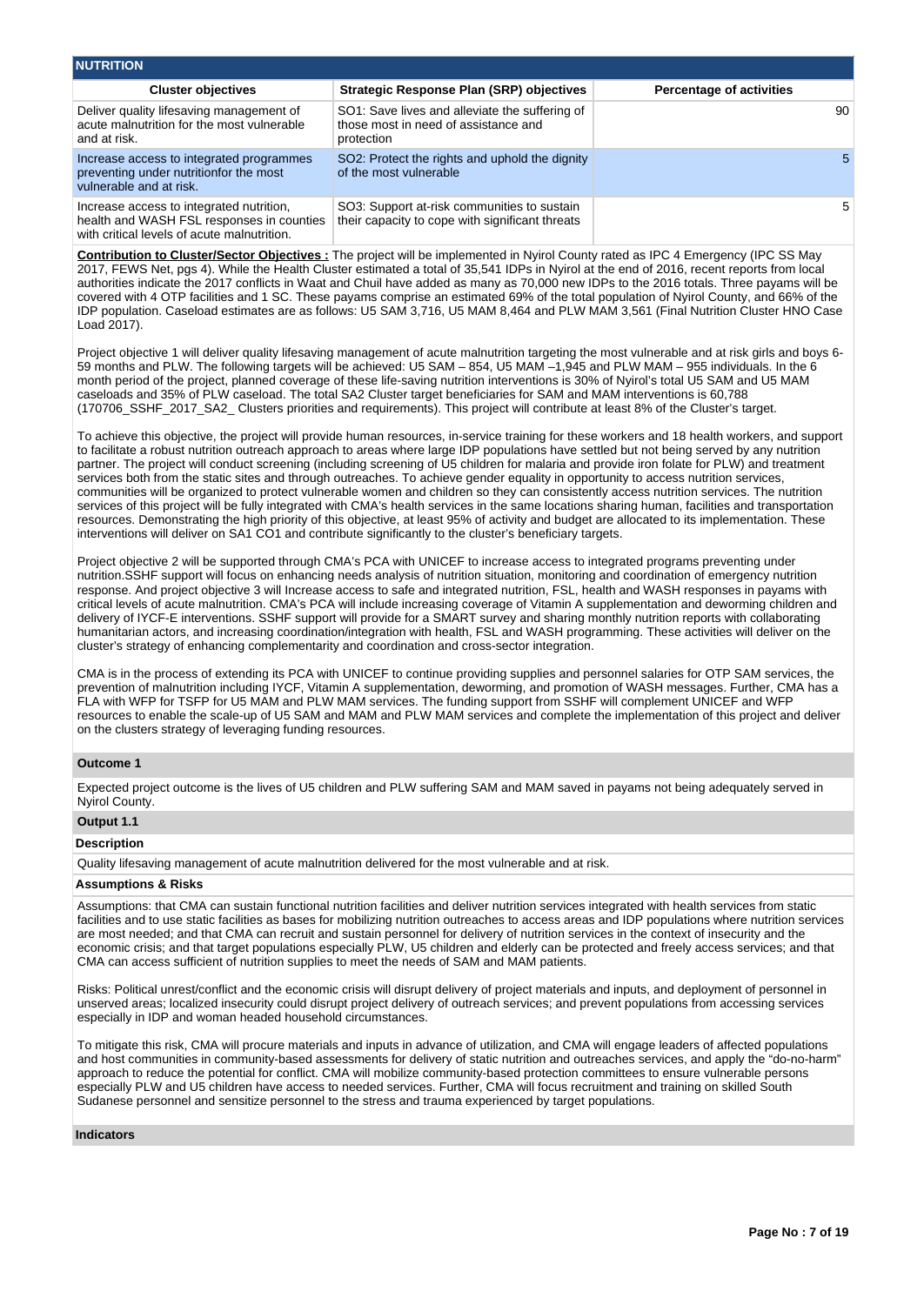## NUTRITION

| Cluster objectives | Strategic Response Plan (SRP) objectives | Percentage of activities |
|---|---|---|
| Deliver quality lifesaving management of acute malnutrition for the most vulnerable and at risk. | SO1: Save lives and alleviate the suffering of those most in need of assistance and protection | 90 |
| Increase access to integrated programmes preventing under nutritionfor the most vulnerable and at risk. | SO2: Protect the rights and uphold the dignity of the most vulnerable | 5 |
| Increase access to integrated nutrition, health and WASH FSL responses in counties with critical levels of acute malnutrition. | SO3: Support at-risk communities to sustain their capacity to cope with significant threats | 5 |

**Contribution to Cluster/Sector Objectives :** The project will be implemented in Nyirol County rated as IPC 4 Emergency (IPC SS May 2017, FEWS Net, pgs 4). While the Health Cluster estimated a total of 35,541 IDPs in Nyirol at the end of 2016, recent reports from local authorities indicate the 2017 conflicts in Waat and Chuil have added as many as 70,000 new IDPs to the 2016 totals. Three payams will be covered with 4 OTP facilities and 1 SC. These payams comprise an estimated 69% of the total population of Nyirol County, and 66% of the IDP population. Caseload estimates are as follows: U5 SAM 3,716, U5 MAM 8,464 and PLW MAM 3,561 (Final Nutrition Cluster HNO Case Load 2017).

Project objective 1 will deliver quality lifesaving management of acute malnutrition targeting the most vulnerable and at risk girls and boys 6-59 months and PLW. The following targets will be achieved: U5 SAM – 854, U5 MAM –1,945 and PLW MAM – 955 individuals. In the 6 month period of the project, planned coverage of these life-saving nutrition interventions is 30% of Nyirol's total U5 SAM and U5 MAM caseloads and 35% of PLW caseload. The total SA2 Cluster target beneficiaries for SAM and MAM interventions is 60,788 (170706_SSHF_2017_SA2_ Clusters priorities and requirements). This project will contribute at least 8% of the Cluster's target.

To achieve this objective, the project will provide human resources, in-service training for these workers and 18 health workers, and support to facilitate a robust nutrition outreach approach to areas where large IDP populations have settled but not being served by any nutrition partner. The project will conduct screening (including screening of U5 children for malaria and provide iron folate for PLW) and treatment services both from the static sites and through outreaches. To achieve gender equality in opportunity to access nutrition services, communities will be organized to protect vulnerable women and children so they can consistently access nutrition services. The nutrition services of this project will be fully integrated with CMA's health services in the same locations sharing human, facilities and transportation resources. Demonstrating the high priority of this objective, at least 95% of activity and budget are allocated to its implementation. These interventions will deliver on SA1 CO1 and contribute significantly to the cluster's beneficiary targets.

Project objective 2 will be supported through CMA's PCA with UNICEF to increase access to integrated programs preventing under nutrition.SSHF support will focus on enhancing needs analysis of nutrition situation, monitoring and coordination of emergency nutrition response. And project objective 3 will Increase access to safe and integrated nutrition, FSL, health and WASH responses in payams with critical levels of acute malnutrition. CMA's PCA will include increasing coverage of Vitamin A supplementation and deworming children and delivery of IYCF-E interventions. SSHF support will provide for a SMART survey and sharing monthly nutrition reports with collaborating humanitarian actors, and increasing coordination/integration with health, FSL and WASH programming. These activities will deliver on the cluster's strategy of enhancing complementarity and coordination and cross-sector integration.

CMA is in the process of extending its PCA with UNICEF to continue providing supplies and personnel salaries for OTP SAM services, the prevention of malnutrition including IYCF, Vitamin A supplementation, deworming, and promotion of WASH messages. Further, CMA has a FLA with WFP for TSFP for U5 MAM and PLW MAM services. The funding support from SSHF will complement UNICEF and WFP resources to enable the scale-up of U5 SAM and MAM and PLW MAM services and complete the implementation of this project and deliver on the clusters strategy of leveraging funding resources.

### Outcome 1

Expected project outcome is the lives of U5 children and PLW suffering SAM and MAM saved in payams not being adequately served in Nyirol County.

### Output 1.1

**Description**

Quality lifesaving management of acute malnutrition delivered for the most vulnerable and at risk.

**Assumptions & Risks**

Assumptions: that CMA can sustain functional nutrition facilities and deliver nutrition services integrated with health services from static facilities and to use static facilities as bases for mobilizing nutrition outreaches to access areas and IDP populations where nutrition services are most needed; and that CMA can recruit and sustain personnel for delivery of nutrition services in the context of insecurity and the economic crisis; and that target populations especially PLW, U5 children and elderly can be protected and freely access services; and that CMA can access sufficient of nutrition supplies to meet the needs of SAM and MAM patients.

Risks: Political unrest/conflict and the economic crisis will disrupt delivery of project materials and inputs, and deployment of personnel in unserved areas; localized insecurity could disrupt project delivery of outreach services; and prevent populations from accessing services especially in IDP and woman headed household circumstances.

To mitigate this risk, CMA will procure materials and inputs in advance of utilization, and CMA will engage leaders of affected populations and host communities in community-based assessments for delivery of static nutrition and outreaches services, and apply the "do-no-harm" approach to reduce the potential for conflict. CMA will mobilize community-based protection committees to ensure vulnerable persons especially PLW and U5 children have access to needed services. Further, CMA will focus recruitment and training on skilled South Sudanese personnel and sensitize personnel to the stress and trauma experienced by target populations.

**Indicators**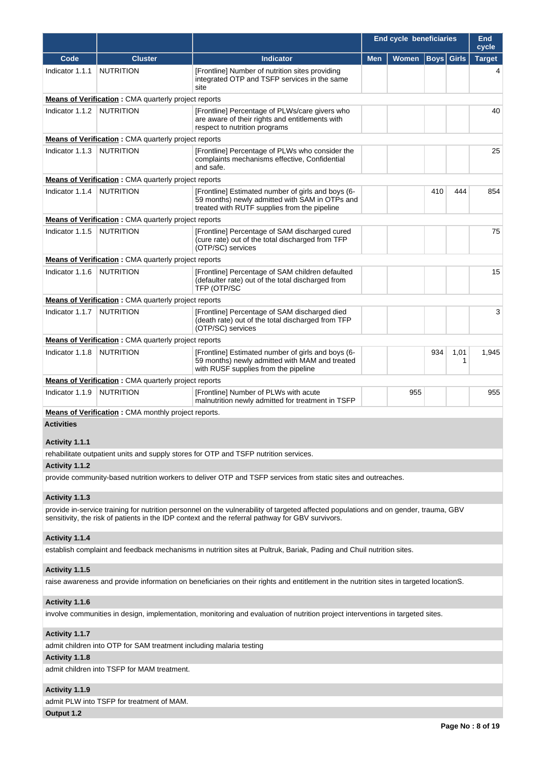| | | | End cycle beneficiaries | | | | End cycle |
|---|---|---|---|---|---|---|---|
| Code | Cluster | Indicator | Men | Women | Boys | Girls | Target |
| Indicator 1.1.1 | NUTRITION | [Frontline] Number of nutrition sites providing integrated OTP and TSFP services in the same site | | | | | 4 |
| **Means of Verification :** CMA quarterly project reports | | | | | | | |
| Indicator 1.1.2 | NUTRITION | [Frontline] Percentage of PLWs/care givers who are aware of their rights and entitlements with respect to nutrition programs | | | | | 40 |
| **Means of Verification :** CMA quarterly project reports | | | | | | | |
| Indicator 1.1.3 | NUTRITION | [Frontline] Percentage of PLWs who consider the complaints mechanisms effective, Confidential and safe. | | | | | 25 |
| **Means of Verification :** CMA quarterly project reports | | | | | | | |
| Indicator 1.1.4 | NUTRITION | [Frontline] Estimated number of girls and boys (6-59 months) newly admitted with SAM in OTPs and treated with RUTF supplies from the pipeline | | | 410 | 444 | 854 |
| **Means of Verification :** CMA quarterly project reports | | | | | | | |
| Indicator 1.1.5 | NUTRITION | [Frontline] Percentage of SAM discharged cured (cure rate) out of the total discharged from TFP (OTP/SC) services | | | | | 75 |
| **Means of Verification :** CMA quarterly project reports | | | | | | | |
| Indicator 1.1.6 | NUTRITION | [Frontline] Percentage of SAM children defaulted (defaulter rate) out of the total discharged from TFP (OTP/SC | | | | | 15 |
| **Means of Verification :** CMA quarterly project reports | | | | | | | |
| Indicator 1.1.7 | NUTRITION | [Frontline] Percentage of SAM discharged died (death rate) out of the total discharged from TFP (OTP/SC) services | | | | | 3 |
| **Means of Verification :** CMA quarterly project reports | | | | | | | |
| Indicator 1.1.8 | NUTRITION | [Frontline] Estimated number of girls and boys (6-59 months) newly admitted with MAM and treated with RUSF supplies from the pipeline | | | 934 | 1,011 | 1,945 |
| **Means of Verification :** CMA quarterly project reports | | | | | | | |
| Indicator 1.1.9 | NUTRITION | [Frontline] Number of PLWs with acute malnutrition newly admitted for treatment in TSFP | | 955 | | | 955 |
| **Means of Verification :** CMA monthly project reports. | | | | | | | |

**Activities**

**Activity 1.1.1**

rehabilitate outpatient units and supply stores for OTP and TSFP nutrition services.

**Activity 1.1.2**

provide community-based nutrition workers to deliver OTP and TSFP services from static sites and outreaches.

**Activity 1.1.3**

provide in-service training for nutrition personnel on the vulnerability of targeted affected populations and on gender, trauma, GBV sensitivity, the risk of patients in the IDP context and the referral pathway for GBV survivors.

**Activity 1.1.4**

establish complaint and feedback mechanisms in nutrition sites at Pultruk, Bariak, Pading and Chuil nutrition sites.

**Activity 1.1.5**

raise awareness and provide information on beneficiaries on their rights and entitlement in the nutrition sites in targeted locationS.

**Activity 1.1.6**

involve communities in design, implementation, monitoring and evaluation of nutrition project interventions in targeted sites.

**Activity 1.1.7**

admit children into OTP for SAM treatment including malaria testing

**Activity 1.1.8**

admit children into TSFP for MAM treatment.

**Activity 1.1.9**

admit PLW into TSFP for treatment of MAM.

**Output 1.2**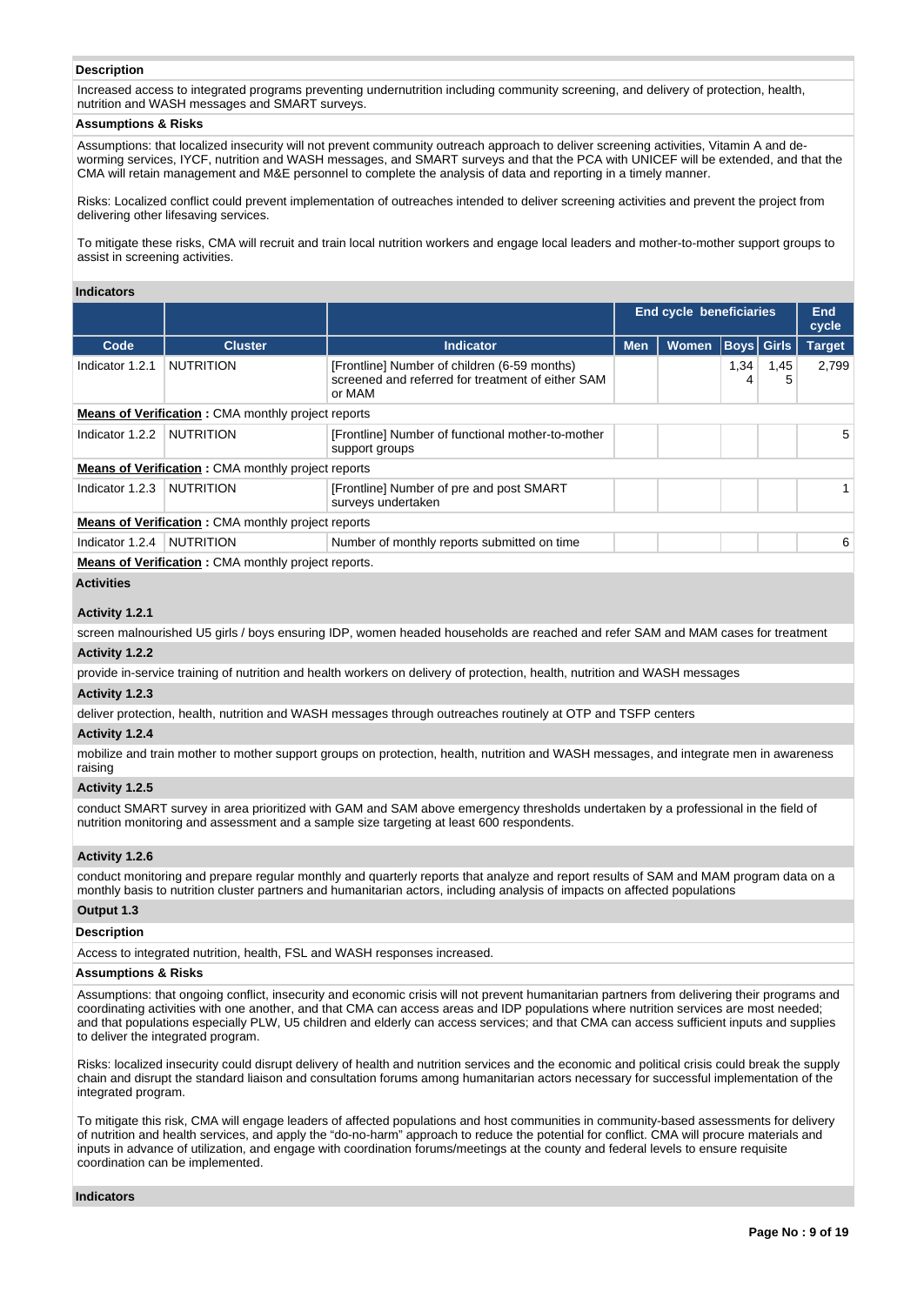**Description**

Increased access to integrated programs preventing undernutrition including community screening, and delivery of protection, health, nutrition and WASH messages and SMART surveys.

**Assumptions & Risks**

Assumptions: that localized insecurity will not prevent community outreach approach to deliver screening activities, Vitamin A and de-worming services, IYCF, nutrition and WASH messages, and SMART surveys and that the PCA with UNICEF will be extended, and that the CMA will retain management and M&E personnel to complete the analysis of data and reporting in a timely manner.

Risks: Localized conflict could prevent implementation of outreaches intended to deliver screening activities and prevent the project from delivering other lifesaving services.

To mitigate these risks, CMA will recruit and train local nutrition workers and engage local leaders and mother-to-mother support groups to assist in screening activities.

**Indicators**

| | | | End cycle beneficiaries | | | | End cycle |
|---|---|---|---|---|---|---|---|
| **Code** | **Cluster** | **Indicator** | **Men** | **Women** | **Boys** | **Girls** | **Target** |
| Indicator 1.2.1 | NUTRITION | [Frontline] Number of children (6-59 months) screened and referred for treatment of either SAM or MAM | | | 1,344 | 1,455 | 2,799 |
| **Means of Verification :** CMA monthly project reports | | | | | | | |
| Indicator 1.2.2 | NUTRITION | [Frontline] Number of functional mother-to-mother support groups | | | | | 5 |
| **Means of Verification :** CMA monthly project reports | | | | | | | |
| Indicator 1.2.3 | NUTRITION | [Frontline] Number of pre and post SMART surveys undertaken | | | | | 1 |
| **Means of Verification :** CMA monthly project reports | | | | | | | |
| Indicator 1.2.4 | NUTRITION | Number of monthly reports submitted on time | | | | | 6 |
| **Means of Verification :** CMA monthly project reports. | | | | | | | |

**Activities**

**Activity 1.2.1**

screen malnourished U5 girls / boys ensuring IDP, women headed households are reached and refer SAM and MAM cases for treatment

**Activity 1.2.2**

provide in-service training of nutrition and health workers on delivery of protection, health, nutrition and WASH messages

**Activity 1.2.3**

deliver protection, health, nutrition and WASH messages through outreaches routinely at OTP and TSFP centers

**Activity 1.2.4**

mobilize and train mother to mother support groups on protection, health, nutrition and WASH messages, and integrate men in awareness raising

**Activity 1.2.5**

conduct SMART survey in area prioritized with GAM and SAM above emergency thresholds undertaken by a professional in the field of nutrition monitoring and assessment and a sample size targeting at least 600 respondents.

**Activity 1.2.6**

conduct monitoring and prepare regular monthly and quarterly reports that analyze and report results of SAM and MAM program data on a monthly basis to nutrition cluster partners and humanitarian actors, including analysis of impacts on affected populations

**Output 1.3**

**Description**

Access to integrated nutrition, health, FSL and WASH responses increased.

**Assumptions & Risks**

Assumptions: that ongoing conflict, insecurity and economic crisis will not prevent humanitarian partners from delivering their programs and coordinating activities with one another, and that CMA can access areas and IDP populations where nutrition services are most needed; and that populations especially PLW, U5 children and elderly can access services; and that CMA can access sufficient inputs and supplies to deliver the integrated program.

Risks: localized insecurity could disrupt delivery of health and nutrition services and the economic and political crisis could break the supply chain and disrupt the standard liaison and consultation forums among humanitarian actors necessary for successful implementation of the integrated program.

To mitigate this risk, CMA will engage leaders of affected populations and host communities in community-based assessments for delivery of nutrition and health services, and apply the "do-no-harm" approach to reduce the potential for conflict. CMA will procure materials and inputs in advance of utilization, and engage with coordination forums/meetings at the county and federal levels to ensure requisite coordination can be implemented.

**Indicators**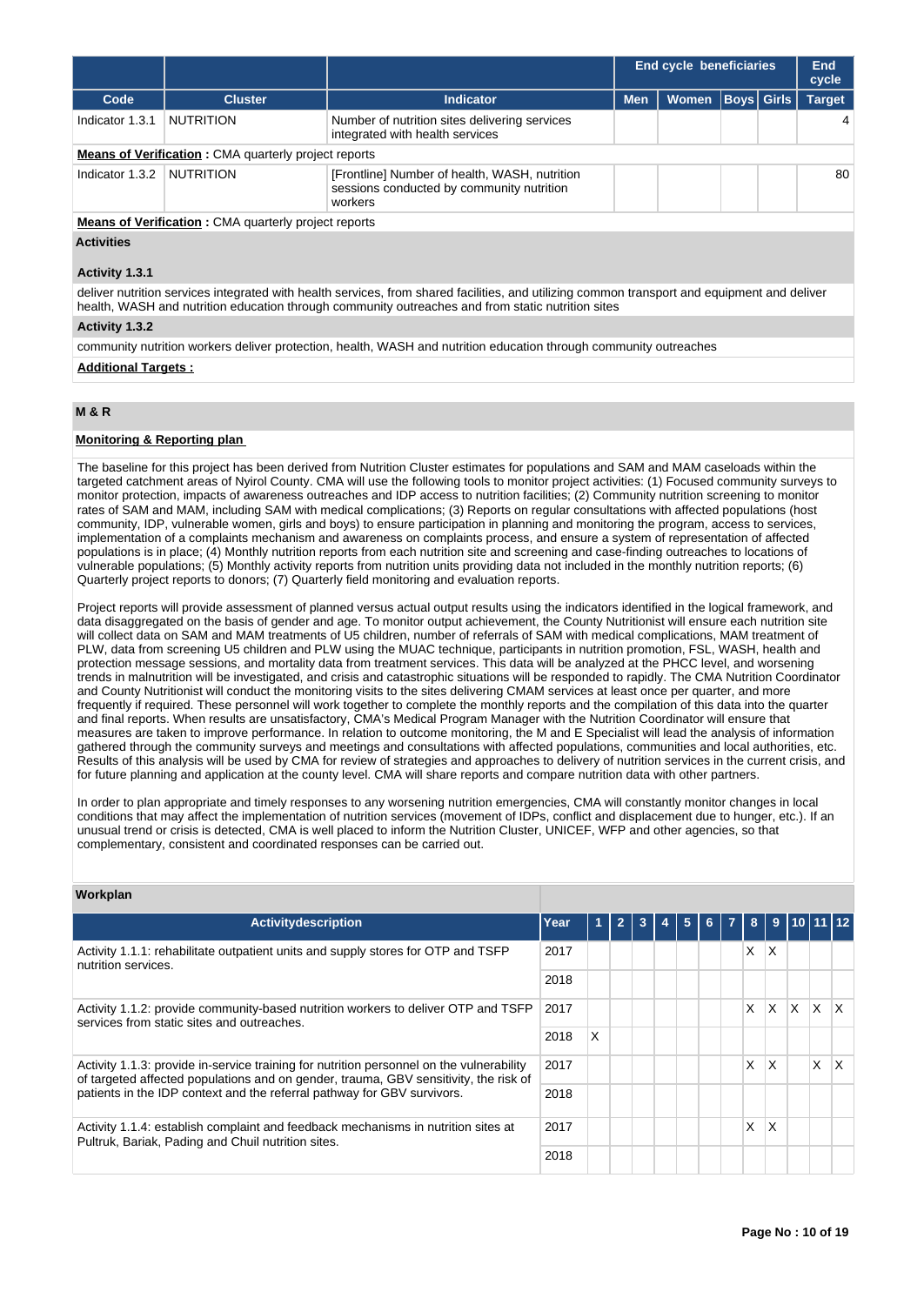| Code | Cluster | Indicator | End cycle beneficiaries | | | | End cycle |
|---|---|---|---|---|---|---|---|
| | | | Men | Women | Boys | Girls | Target |
| Indicator 1.3.1 | NUTRITION | Number of nutrition sites delivering services integrated with health services | | | | | 4 |

**Means of Verification :** CMA quarterly project reports

| Code | Cluster | Indicator | Men | Women | Boys | Girls | Target |
|---|---|---|---|---|---|---|---|
| Indicator 1.3.2 | NUTRITION | [Frontline] Number of health, WASH, nutrition sessions conducted by community nutrition workers | | | | | 80 |

**Means of Verification :** CMA quarterly project reports

**Activities**

**Activity 1.3.1**

deliver nutrition services integrated with health services, from shared facilities, and utilizing common transport and equipment and deliver health, WASH and nutrition education through community outreaches and from static nutrition sites

**Activity 1.3.2**

community nutrition workers deliver protection, health, WASH and nutrition education through community outreaches

**Additional Targets :**

## M & R

**Monitoring & Reporting plan**

The baseline for this project has been derived from Nutrition Cluster estimates for populations and SAM and MAM caseloads within the targeted catchment areas of Nyirol County. CMA will use the following tools to monitor project activities: (1) Focused community surveys to monitor protection, impacts of awareness outreaches and IDP access to nutrition facilities; (2) Community nutrition screening to monitor rates of SAM and MAM, including SAM with medical complications; (3) Reports on regular consultations with affected populations (host community, IDP, vulnerable women, girls and boys) to ensure participation in planning and monitoring the program, access to services, implementation of a complaints mechanism and awareness on complaints process, and ensure a system of representation of affected populations is in place; (4) Monthly nutrition reports from each nutrition site and screening and case-finding outreaches to locations of vulnerable populations; (5) Monthly activity reports from nutrition units providing data not included in the monthly nutrition reports; (6) Quarterly project reports to donors; (7) Quarterly field monitoring and evaluation reports.

Project reports will provide assessment of planned versus actual output results using the indicators identified in the logical framework, and data disaggregated on the basis of gender and age. To monitor output achievement, the County Nutritionist will ensure each nutrition site will collect data on SAM and MAM treatments of U5 children, number of referrals of SAM with medical complications, MAM treatment of PLW, data from screening U5 children and PLW using the MUAC technique, participants in nutrition promotion, FSL, WASH, health and protection message sessions, and mortality data from treatment services. This data will be analyzed at the PHCC level, and worsening trends in malnutrition will be investigated, and crisis and catastrophic situations will be responded to rapidly. The CMA Nutrition Coordinator and County Nutritionist will conduct the monitoring visits to the sites delivering CMAM services at least once per quarter, and more frequently if required. These personnel will work together to complete the monthly reports and the compilation of this data into the quarter and final reports. When results are unsatisfactory, CMA's Medical Program Manager with the Nutrition Coordinator will ensure that measures are taken to improve performance. In relation to outcome monitoring, the M and E Specialist will lead the analysis of information gathered through the community surveys and meetings and consultations with affected populations, communities and local authorities, etc. Results of this analysis will be used by CMA for review of strategies and approaches to delivery of nutrition services in the current crisis, and for future planning and application at the county level. CMA will share reports and compare nutrition data with other partners.

In order to plan appropriate and timely responses to any worsening nutrition emergencies, CMA will constantly monitor changes in local conditions that may affect the implementation of nutrition services (movement of IDPs, conflict and displacement due to hunger, etc.). If an unusual trend or crisis is detected, CMA is well placed to inform the Nutrition Cluster, UNICEF, WFP and other agencies, so that complementary, consistent and coordinated responses can be carried out.

**Workplan**

| Activitydescription | Year | 1 | 2 | 3 | 4 | 5 | 6 | 7 | 8 | 9 | 10 | 11 | 12 |
|---|---|---|---|---|---|---|---|---|---|---|---|---|---|
| Activity 1.1.1: rehabilitate outpatient units and supply stores for OTP and TSFP nutrition services. | 2017 | | | | | | | | X | X | | | |
| | 2018 | | | | | | | | | | | | |
| Activity 1.1.2: provide community-based nutrition workers to deliver OTP and TSFP services from static sites and outreaches. | 2017 | | | | | | | | X | X | X | X | X |
| | 2018 | X | | | | | | | | | | | |
| Activity 1.1.3: provide in-service training for nutrition personnel on the vulnerability of targeted affected populations and on gender, trauma, GBV sensitivity, the risk of patients in the IDP context and the referral pathway for GBV survivors. | 2017 | | | | | | | | X | X | | X | X |
| | 2018 | | | | | | | | | | | | |
| Activity 1.1.4: establish complaint and feedback mechanisms in nutrition sites at Pultruk, Bariak, Pading and Chuil nutrition sites. | 2017 | | | | | | | | X | X | | | |
| | 2018 | | | | | | | | | | | | |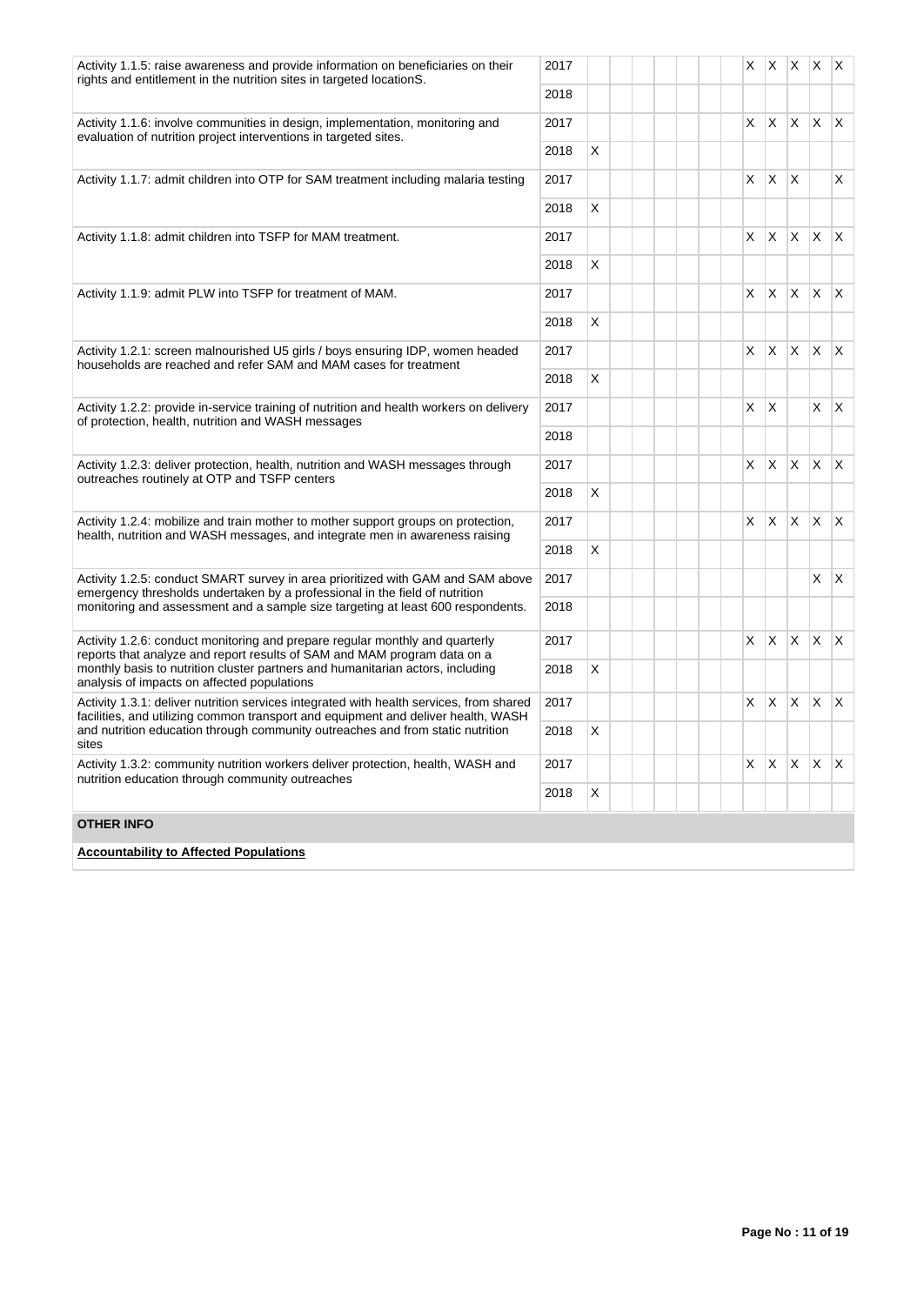| | | | | | | | | | | | | | |
|---|---|---|---|---|---|---|---|---|---|---|---|---|---|
| Activity 1.1.5: raise awareness and provide information on beneficiaries on their rights and entitlement in the nutrition sites in targeted locationS. | 2017 | | | | | | | | X | X | X | X | X |
| | 2018 | | | | | | | | | | | | |
| Activity 1.1.6: involve communities in design, implementation, monitoring and evaluation of nutrition project interventions in targeted sites. | 2017 | | | | | | | | X | X | X | X | X |
| | 2018 | X | | | | | | | | | | | |
| Activity 1.1.7: admit children into OTP for SAM treatment including malaria testing | 2017 | | | | | | | | X | X | X | | X |
| | 2018 | X | | | | | | | | | | | |
| Activity 1.1.8: admit children into TSFP for MAM treatment. | 2017 | | | | | | | | X | X | X | X | X |
| | 2018 | X | | | | | | | | | | | |
| Activity 1.1.9: admit PLW into TSFP for treatment of MAM. | 2017 | | | | | | | | X | X | X | X | X |
| | 2018 | X | | | | | | | | | | | |
| Activity 1.2.1: screen malnourished U5 girls / boys ensuring IDP, women headed households are reached and refer SAM and MAM cases for treatment | 2017 | | | | | | | | X | X | X | X | X |
| | 2018 | X | | | | | | | | | | | |
| Activity 1.2.2: provide in-service training of nutrition and health workers on delivery of protection, health, nutrition and WASH messages | 2017 | | | | | | | | X | X | | X | X |
| | 2018 | | | | | | | | | | | | |
| Activity 1.2.3: deliver protection, health, nutrition and WASH messages through outreaches routinely at OTP and TSFP centers | 2017 | | | | | | | | X | X | X | X | X |
| | 2018 | X | | | | | | | | | | | |
| Activity 1.2.4: mobilize and train mother to mother support groups on protection, health, nutrition and WASH messages, and integrate men in awareness raising | 2017 | | | | | | | | X | X | X | X | X |
| | 2018 | X | | | | | | | | | | | |
| Activity 1.2.5: conduct SMART survey in area prioritized with GAM and SAM above emergency thresholds undertaken by a professional in the field of nutrition monitoring and assessment and a sample size targeting at least 600 respondents. | 2017 | | | | | | | | | | | X | X |
| | 2018 | | | | | | | | | | | | |
| Activity 1.2.6: conduct monitoring and prepare regular monthly and quarterly reports that analyze and report results of SAM and MAM program data on a monthly basis to nutrition cluster partners and humanitarian actors, including analysis of impacts on affected populations | 2017 | | | | | | | | X | X | X | X | X |
| | 2018 | X | | | | | | | | | | | |
| Activity 1.3.1: deliver nutrition services integrated with health services, from shared facilities, and utilizing common transport and equipment and deliver health, WASH and nutrition education through community outreaches and from static nutrition sites | 2017 | | | | | | | | X | X | X | X | X |
| | 2018 | X | | | | | | | | | | | |
| Activity 1.3.2: community nutrition workers deliver protection, health, WASH and nutrition education through community outreaches | 2017 | | | | | | | | X | X | X | X | X |
| | 2018 | X | | | | | | | | | | | |

**OTHER INFO**

**Accountability to Affected Populations**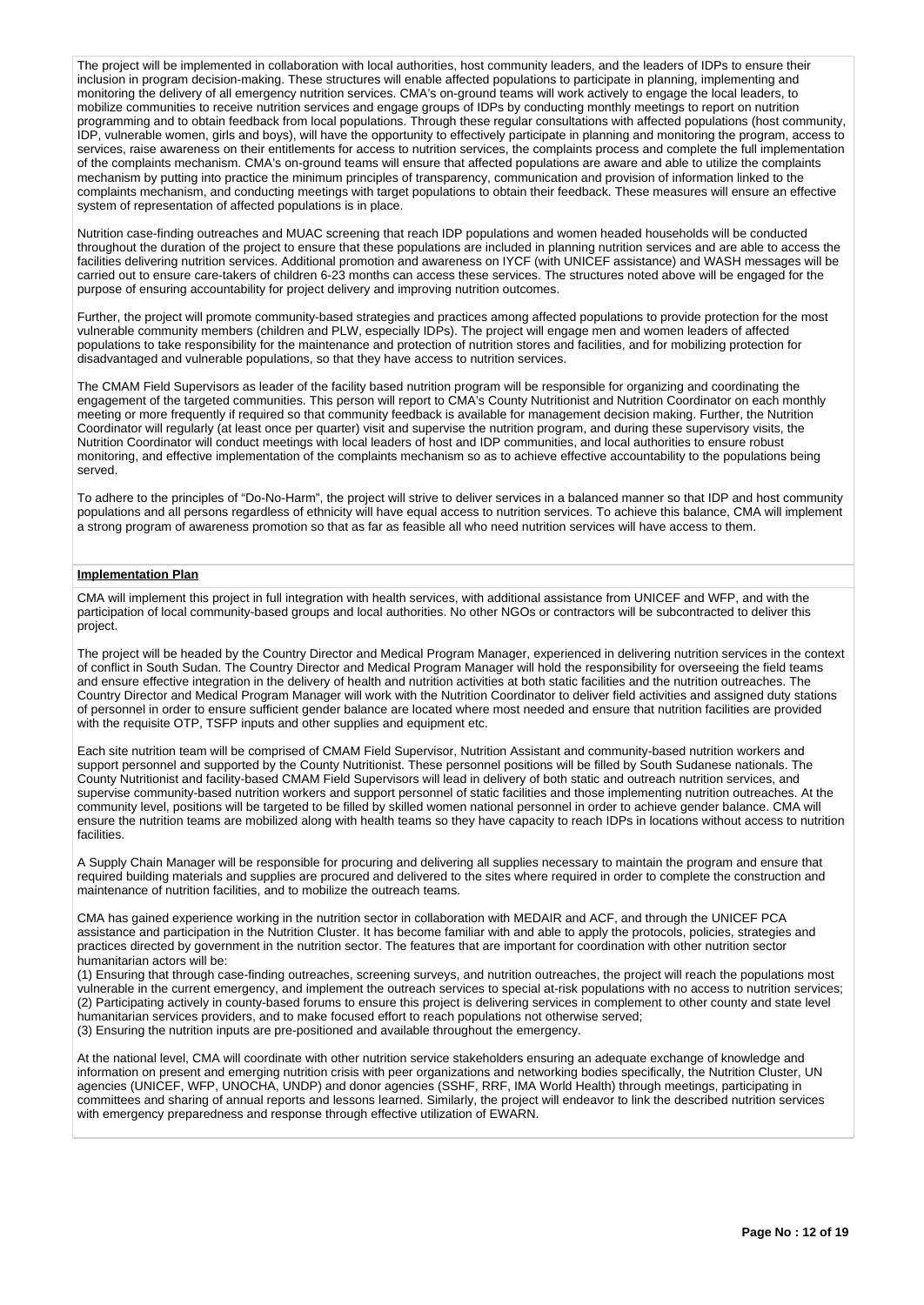The project will be implemented in collaboration with local authorities, host community leaders, and the leaders of IDPs to ensure their inclusion in program decision-making. These structures will enable affected populations to participate in planning, implementing and monitoring the delivery of all emergency nutrition services. CMA's on-ground teams will work actively to engage the local leaders, to mobilize communities to receive nutrition services and engage groups of IDPs by conducting monthly meetings to report on nutrition programming and to obtain feedback from local populations. Through these regular consultations with affected populations (host community, IDP, vulnerable women, girls and boys), will have the opportunity to effectively participate in planning and monitoring the program, access to services, raise awareness on their entitlements for access to nutrition services, the complaints process and complete the full implementation of the complaints mechanism. CMA's on-ground teams will ensure that affected populations are aware and able to utilize the complaints mechanism by putting into practice the minimum principles of transparency, communication and provision of information linked to the complaints mechanism, and conducting meetings with target populations to obtain their feedback. These measures will ensure an effective system of representation of affected populations is in place.

Nutrition case-finding outreaches and MUAC screening that reach IDP populations and women headed households will be conducted throughout the duration of the project to ensure that these populations are included in planning nutrition services and are able to access the facilities delivering nutrition services. Additional promotion and awareness on IYCF (with UNICEF assistance) and WASH messages will be carried out to ensure care-takers of children 6-23 months can access these services. The structures noted above will be engaged for the purpose of ensuring accountability for project delivery and improving nutrition outcomes.

Further, the project will promote community-based strategies and practices among affected populations to provide protection for the most vulnerable community members (children and PLW, especially IDPs). The project will engage men and women leaders of affected populations to take responsibility for the maintenance and protection of nutrition stores and facilities, and for mobilizing protection for disadvantaged and vulnerable populations, so that they have access to nutrition services.

The CMAM Field Supervisors as leader of the facility based nutrition program will be responsible for organizing and coordinating the engagement of the targeted communities. This person will report to CMA's County Nutritionist and Nutrition Coordinator on each monthly meeting or more frequently if required so that community feedback is available for management decision making. Further, the Nutrition Coordinator will regularly (at least once per quarter) visit and supervise the nutrition program, and during these supervisory visits, the Nutrition Coordinator will conduct meetings with local leaders of host and IDP communities, and local authorities to ensure robust monitoring, and effective implementation of the complaints mechanism so as to achieve effective accountability to the populations being served.

To adhere to the principles of "Do-No-Harm", the project will strive to deliver services in a balanced manner so that IDP and host community populations and all persons regardless of ethnicity will have equal access to nutrition services. To achieve this balance, CMA will implement a strong program of awareness promotion so that as far as feasible all who need nutrition services will have access to them.

**Implementation Plan**

CMA will implement this project in full integration with health services, with additional assistance from UNICEF and WFP, and with the participation of local community-based groups and local authorities. No other NGOs or contractors will be subcontracted to deliver this project.

The project will be headed by the Country Director and Medical Program Manager, experienced in delivering nutrition services in the context of conflict in South Sudan. The Country Director and Medical Program Manager will hold the responsibility for overseeing the field teams and ensure effective integration in the delivery of health and nutrition activities at both static facilities and the nutrition outreaches. The Country Director and Medical Program Manager will work with the Nutrition Coordinator to deliver field activities and assigned duty stations of personnel in order to ensure sufficient gender balance are located where most needed and ensure that nutrition facilities are provided with the requisite OTP, TSFP inputs and other supplies and equipment etc.

Each site nutrition team will be comprised of CMAM Field Supervisor, Nutrition Assistant and community-based nutrition workers and support personnel and supported by the County Nutritionist. These personnel positions will be filled by South Sudanese nationals. The County Nutritionist and facility-based CMAM Field Supervisors will lead in delivery of both static and outreach nutrition services, and supervise community-based nutrition workers and support personnel of static facilities and those implementing nutrition outreaches. At the community level, positions will be targeted to be filled by skilled women national personnel in order to achieve gender balance. CMA will ensure the nutrition teams are mobilized along with health teams so they have capacity to reach IDPs in locations without access to nutrition facilities.

A Supply Chain Manager will be responsible for procuring and delivering all supplies necessary to maintain the program and ensure that required building materials and supplies are procured and delivered to the sites where required in order to complete the construction and maintenance of nutrition facilities, and to mobilize the outreach teams.

CMA has gained experience working in the nutrition sector in collaboration with MEDAIR and ACF, and through the UNICEF PCA assistance and participation in the Nutrition Cluster. It has become familiar with and able to apply the protocols, policies, strategies and practices directed by government in the nutrition sector. The features that are important for coordination with other nutrition sector humanitarian actors will be:
(1) Ensuring that through case-finding outreaches, screening surveys, and nutrition outreaches, the project will reach the populations most vulnerable in the current emergency, and implement the outreach services to special at-risk populations with no access to nutrition services;
(2) Participating actively in county-based forums to ensure this project is delivering services in complement to other county and state level humanitarian services providers, and to make focused effort to reach populations not otherwise served;
(3) Ensuring the nutrition inputs are pre-positioned and available throughout the emergency.

At the national level, CMA will coordinate with other nutrition service stakeholders ensuring an adequate exchange of knowledge and information on present and emerging nutrition crisis with peer organizations and networking bodies specifically, the Nutrition Cluster, UN agencies (UNICEF, WFP, UNOCHA, UNDP) and donor agencies (SSHF, RRF, IMA World Health) through meetings, participating in committees and sharing of annual reports and lessons learned. Similarly, the project will endeavor to link the described nutrition services with emergency preparedness and response through effective utilization of EWARN.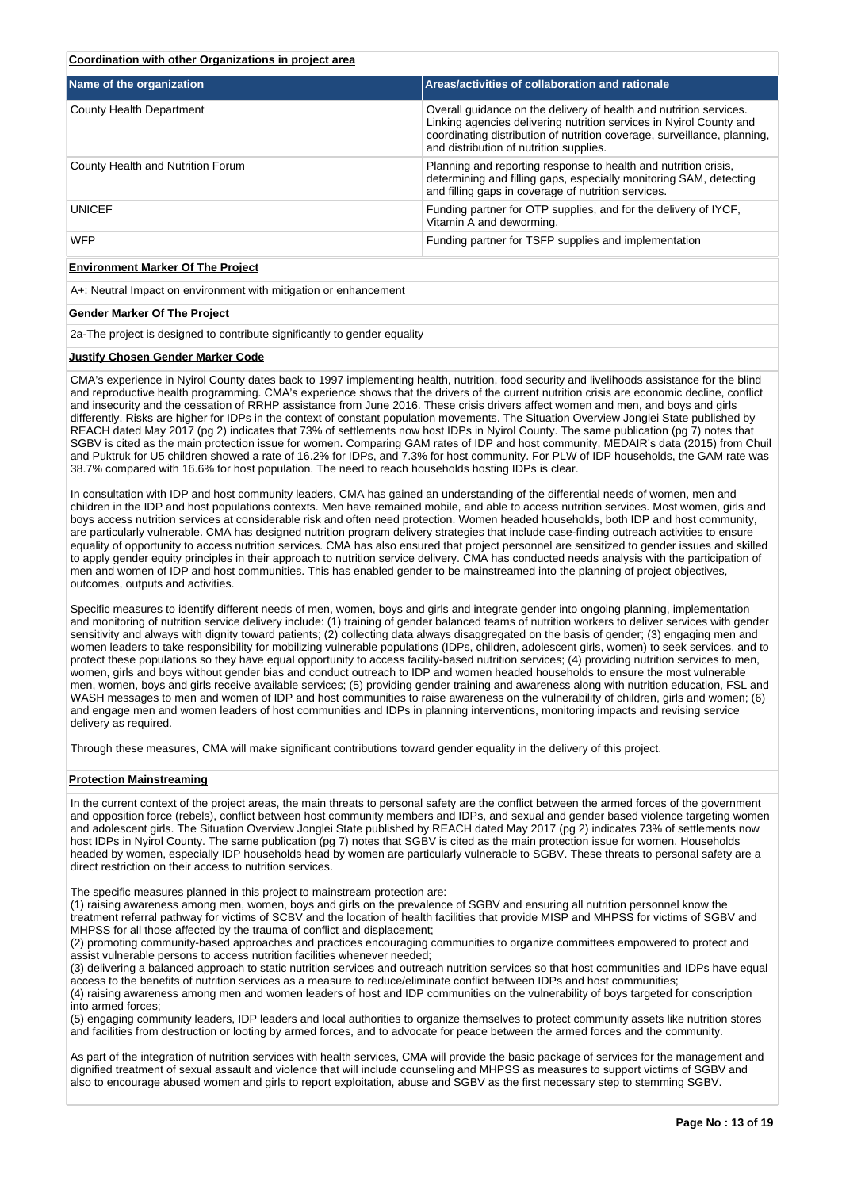**Coordination with other Organizations in project area**

| Name of the organization | Areas/activities of collaboration and rationale |
| --- | --- |
| County Health Department | Overall guidance on the delivery of health and nutrition services. Linking agencies delivering nutrition services in Nyirol County and coordinating distribution of nutrition coverage, surveillance, planning, and distribution of nutrition supplies. |
| County Health and Nutrition Forum | Planning and reporting response to health and nutrition crisis, determining and filling gaps, especially monitoring SAM, detecting and filling gaps in coverage of nutrition services. |
| UNICEF | Funding partner for OTP supplies, and for the delivery of IYCF, Vitamin A and deworming. |
| WFP | Funding partner for TSFP supplies and implementation |

**Environment Marker Of The Project**

A+: Neutral Impact on environment with mitigation or enhancement

**Gender Marker Of The Project**

2a-The project is designed to contribute significantly to gender equality

**Justify Chosen Gender Marker Code**

CMA's experience in Nyirol County dates back to 1997 implementing health, nutrition, food security and livelihoods assistance for the blind and reproductive health programming. CMA's experience shows that the drivers of the current nutrition crisis are economic decline, conflict and insecurity and the cessation of RRHP assistance from June 2016. These crisis drivers affect women and men, and boys and girls differently. Risks are higher for IDPs in the context of constant population movements. The Situation Overview Jonglei State published by REACH dated May 2017 (pg 2) indicates that 73% of settlements now host IDPs in Nyirol County. The same publication (pg 7) notes that SGBV is cited as the main protection issue for women. Comparing GAM rates of IDP and host community, MEDAIR's data (2015) from Chuil and Puktruk for U5 children showed a rate of 16.2% for IDPs, and 7.3% for host community. For PLW of IDP households, the GAM rate was 38.7% compared with 16.6% for host population. The need to reach households hosting IDPs is clear.

In consultation with IDP and host community leaders, CMA has gained an understanding of the differential needs of women, men and children in the IDP and host populations contexts. Men have remained mobile, and able to access nutrition services. Most women, girls and boys access nutrition services at considerable risk and often need protection. Women headed households, both IDP and host community, are particularly vulnerable. CMA has designed nutrition program delivery strategies that include case-finding outreach activities to ensure equality of opportunity to access nutrition services. CMA has also ensured that project personnel are sensitized to gender issues and skilled to apply gender equity principles in their approach to nutrition service delivery. CMA has conducted needs analysis with the participation of men and women of IDP and host communities. This has enabled gender to be mainstreamed into the planning of project objectives, outcomes, outputs and activities.

Specific measures to identify different needs of men, women, boys and girls and integrate gender into ongoing planning, implementation and monitoring of nutrition service delivery include: (1) training of gender balanced teams of nutrition workers to deliver services with gender sensitivity and always with dignity toward patients; (2) collecting data always disaggregated on the basis of gender; (3) engaging men and women leaders to take responsibility for mobilizing vulnerable populations (IDPs, children, adolescent girls, women) to seek services, and to protect these populations so they have equal opportunity to access facility-based nutrition services; (4) providing nutrition services to men, women, girls and boys without gender bias and conduct outreach to IDP and women headed households to ensure the most vulnerable men, women, boys and girls receive available services; (5) providing gender training and awareness along with nutrition education, FSL and WASH messages to men and women of IDP and host communities to raise awareness on the vulnerability of children, girls and women; (6) and engage men and women leaders of host communities and IDPs in planning interventions, monitoring impacts and revising service delivery as required.

Through these measures, CMA will make significant contributions toward gender equality in the delivery of this project.

**Protection Mainstreaming**

In the current context of the project areas, the main threats to personal safety are the conflict between the armed forces of the government and opposition force (rebels), conflict between host community members and IDPs, and sexual and gender based violence targeting women and adolescent girls. The Situation Overview Jonglei State published by REACH dated May 2017 (pg 2) indicates 73% of settlements now host IDPs in Nyirol County. The same publication (pg 7) notes that SGBV is cited as the main protection issue for women. Households headed by women, especially IDP households head by women are particularly vulnerable to SGBV. These threats to personal safety are a direct restriction on their access to nutrition services.

The specific measures planned in this project to mainstream protection are:
(1) raising awareness among men, women, boys and girls on the prevalence of SGBV and ensuring all nutrition personnel know the treatment referral pathway for victims of SCBV and the location of health facilities that provide MISP and MHPSS for victims of SGBV and MHPSS for all those affected by the trauma of conflict and displacement;
(2) promoting community-based approaches and practices encouraging communities to organize committees empowered to protect and assist vulnerable persons to access nutrition facilities whenever needed;
(3) delivering a balanced approach to static nutrition services and outreach nutrition services so that host communities and IDPs have equal access to the benefits of nutrition services as a measure to reduce/eliminate conflict between IDPs and host communities;
(4) raising awareness among men and women leaders of host and IDP communities on the vulnerability of boys targeted for conscription into armed forces;
(5) engaging community leaders, IDP leaders and local authorities to organize themselves to protect community assets like nutrition stores and facilities from destruction or looting by armed forces, and to advocate for peace between the armed forces and the community.

As part of the integration of nutrition services with health services, CMA will provide the basic package of services for the management and dignified treatment of sexual assault and violence that will include counseling and MHPSS as measures to support victims of SGBV and also to encourage abused women and girls to report exploitation, abuse and SGBV as the first necessary step to stemming SGBV.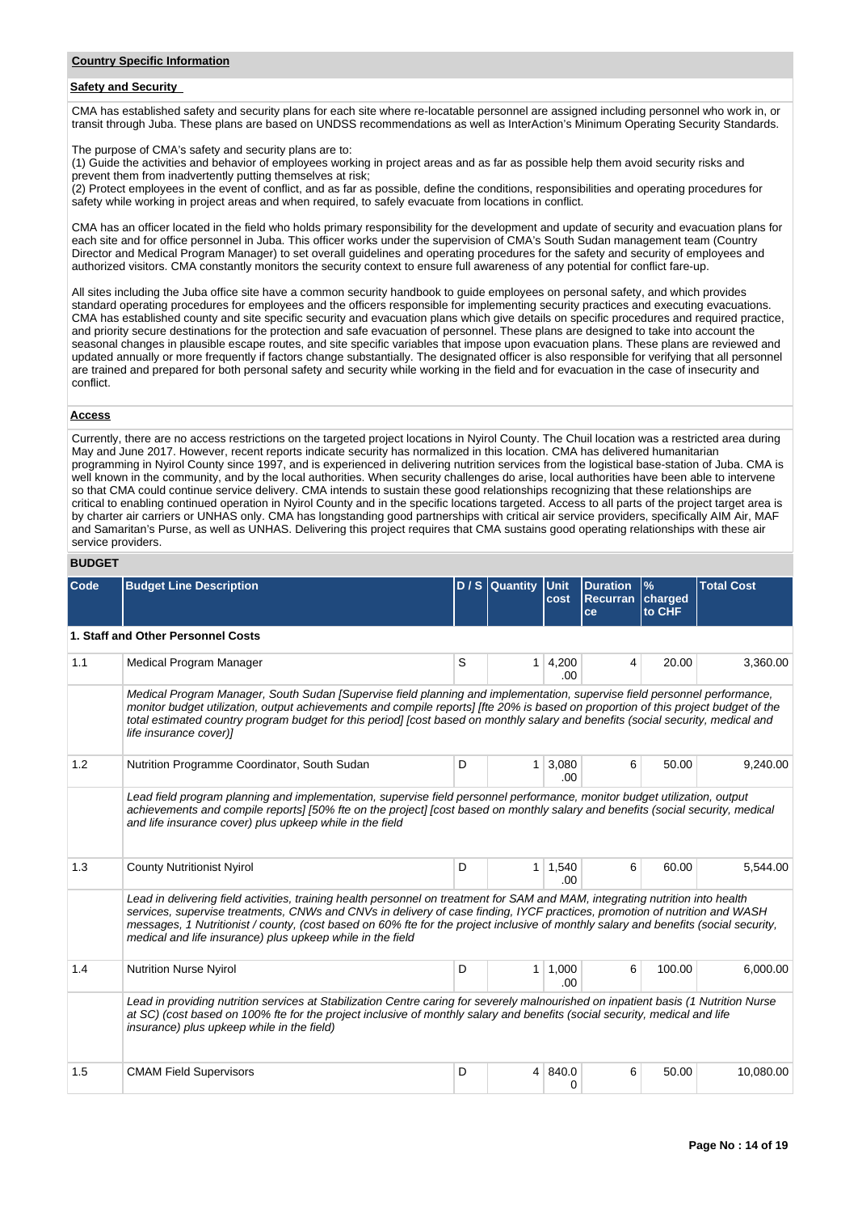**Country Specific Information**

**Safety and Security**

CMA has established safety and security plans for each site where re-locatable personnel are assigned including personnel who work in, or transit through Juba. These plans are based on UNDSS recommendations as well as InterAction's Minimum Operating Security Standards.

The purpose of CMA's safety and security plans are to:
(1) Guide the activities and behavior of employees working in project areas and as far as possible help them avoid security risks and prevent them from inadvertently putting themselves at risk;
(2) Protect employees in the event of conflict, and as far as possible, define the conditions, responsibilities and operating procedures for safety while working in project areas and when required, to safely evacuate from locations in conflict.

CMA has an officer located in the field who holds primary responsibility for the development and update of security and evacuation plans for each site and for office personnel in Juba. This officer works under the supervision of CMA's South Sudan management team (Country Director and Medical Program Manager) to set overall guidelines and operating procedures for the safety and security of employees and authorized visitors. CMA constantly monitors the security context to ensure full awareness of any potential for conflict fare-up.

All sites including the Juba office site have a common security handbook to guide employees on personal safety, and which provides standard operating procedures for employees and the officers responsible for implementing security practices and executing evacuations. CMA has established county and site specific security and evacuation plans which give details on specific procedures and required practice, and priority secure destinations for the protection and safe evacuation of personnel. These plans are designed to take into account the seasonal changes in plausible escape routes, and site specific variables that impose upon evacuation plans. These plans are reviewed and updated annually or more frequently if factors change substantially. The designated officer is also responsible for verifying that all personnel are trained and prepared for both personal safety and security while working in the field and for evacuation in the case of insecurity and conflict.

**Access**

Currently, there are no access restrictions on the targeted project locations in Nyirol County. The Chuil location was a restricted area during May and June 2017. However, recent reports indicate security has normalized in this location. CMA has delivered humanitarian programming in Nyirol County since 1997, and is experienced in delivering nutrition services from the logistical base-station of Juba. CMA is well known in the community, and by the local authorities. When security challenges do arise, local authorities have been able to intervene so that CMA could continue service delivery. CMA intends to sustain these good relationships recognizing that these relationships are critical to enabling continued operation in Nyirol County and in the specific locations targeted. Access to all parts of the project target area is by charter air carriers or UNHAS only. CMA has longstanding good partnerships with critical air service providers, specifically AIM Air, MAF and Samaritan's Purse, as well as UNHAS. Delivering this project requires that CMA sustains good operating relationships with these air service providers.

**BUDGET**

| Code | Budget Line Description | D / S | Quantity | Unit cost | Duration Recurrance | % charged to CHF | Total Cost |
|---|---|---|---|---|---|---|---|
| **1. Staff and Other Personnel Costs** | | | | | | | |
| 1.1 | Medical Program Manager | S | 1 | 4,200.00 | 4 | 20.00 | 3,360.00 |
| | *Medical Program Manager, South Sudan [Supervise field planning and implementation, supervise field personnel performance, monitor budget utilization, output achievements and compile reports] [fte 20% is based on proportion of this project budget of the total estimated country program budget for this period] [cost based on monthly salary and benefits (social security, medical and life insurance cover)]* | | | | | | |
| 1.2 | Nutrition Programme Coordinator, South Sudan | D | 1 | 3,080.00 | 6 | 50.00 | 9,240.00 |
| | *Lead field program planning and implementation, supervise field personnel performance, monitor budget utilization, output achievements and compile reports] [50% fte on the project] [cost based on monthly salary and benefits (social security, medical and life insurance cover) plus upkeep while in the field* | | | | | | |
| 1.3 | County Nutritionist Nyirol | D | 1 | 1,540.00 | 6 | 60.00 | 5,544.00 |
| | *Lead in delivering field activities, training health personnel on treatment for SAM and MAM, integrating nutrition into health services, supervise treatments, CNWs and CNVs in delivery of case finding, IYCF practices, promotion of nutrition and WASH messages, 1 Nutritionist / county, (cost based on 60% fte for the project inclusive of monthly salary and benefits (social security, medical and life insurance) plus upkeep while in the field* | | | | | | |
| 1.4 | Nutrition Nurse Nyirol | D | 1 | 1,000.00 | 6 | 100.00 | 6,000.00 |
| | *Lead in providing nutrition services at Stabilization Centre caring for severely malnourished on inpatient basis (1 Nutrition Nurse at SC) (cost based on 100% fte for the project inclusive of monthly salary and benefits (social security, medical and life insurance) plus upkeep while in the field)* | | | | | | |
| 1.5 | CMAM Field Supervisors | D | 4 | 840.00 | 6 | 50.00 | 10,080.00 |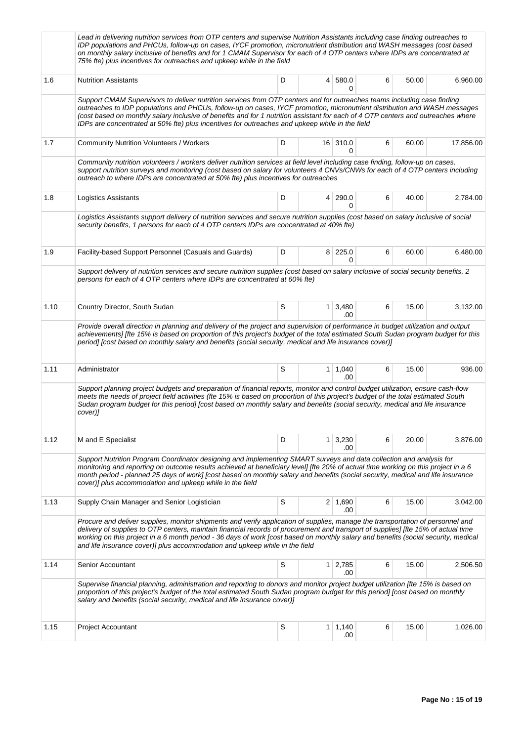| | | | | | | | |
|---|---|---|---|---|---|---|---|
| | *Lead in delivering nutrition services from OTP centers and supervise Nutrition Assistants including case finding outreaches to IDP populations and PHCUs, follow-up on cases, IYCF promotion, micronutrient distribution and WASH messages (cost based on monthly salary inclusive of benefits and for 1 CMAM Supervisor for each of 4 OTP centers where IDPs are concentrated at 75% fte) plus incentives for outreaches and upkeep while in the field* | | | | | | |
| 1.6 | Nutrition Assistants | D | 4 | 580.00 | 6 | 50.00 | 6,960.00 |
| | *Support CMAM Supervisors to deliver nutrition services from OTP centers and for outreaches teams including case finding outreaches to IDP populations and PHCUs, follow-up on cases, IYCF promotion, micronutrient distribution and WASH messages (cost based on monthly salary inclusive of benefits and for 1 nutrition assistant for each of 4 OTP centers and outreaches where IDPs are concentrated at 50% fte) plus incentives for outreaches and upkeep while in the field* | | | | | | |
| 1.7 | Community Nutrition Volunteers / Workers | D | 16 | 310.00 | 6 | 60.00 | 17,856.00 |
| | *Community nutrition volunteers / workers deliver nutrition services at field level including case finding, follow-up on cases, support nutrition surveys and monitoring (cost based on salary for volunteers 4 CNVs/CNWs for each of 4 OTP centers including outreach to where IDPs are concentrated at 50% fte) plus incentives for outreaches* | | | | | | |
| 1.8 | Logistics Assistants | D | 4 | 290.00 | 6 | 40.00 | 2,784.00 |
| | *Logistics Assistants support delivery of nutrition services and secure nutrition supplies (cost based on salary inclusive of social security benefits, 1 persons for each of 4 OTP centers IDPs are concentrated at 40% fte)* | | | | | | |
| 1.9 | Facility-based Support Personnel (Casuals and Guards) | D | 8 | 225.00 | 6 | 60.00 | 6,480.00 |
| | *Support delivery of nutrition services and secure nutrition supplies (cost based on salary inclusive of social security benefits, 2 persons for each of 4 OTP centers where IDPs are concentrated at 60% fte)* | | | | | | |
| 1.10 | Country Director, South Sudan | S | 1 | 3,480.00 | 6 | 15.00 | 3,132.00 |
| | *Provide overall direction in planning and delivery of the project and supervision of performance in budget utilization and output achievements] [fte 15% is based on proportion of this project's budget of the total estimated South Sudan program budget for this period] [cost based on monthly salary and benefits (social security, medical and life insurance cover)]* | | | | | | |
| 1.11 | Administrator | S | 1 | 1,040.00 | 6 | 15.00 | 936.00 |
| | *Support planning project budgets and preparation of financial reports, monitor and control budget utilization, ensure cash-flow meets the needs of project field activities (fte 15% is based on proportion of this project's budget of the total estimated South Sudan program budget for this period] [cost based on monthly salary and benefits (social security, medical and life insurance cover)]* | | | | | | |
| 1.12 | M and E Specialist | D | 1 | 3,230.00 | 6 | 20.00 | 3,876.00 |
| | *Support Nutrition Program Coordinator designing and implementing SMART surveys and data collection and analysis for monitoring and reporting on outcome results achieved at beneficiary level] [fte 20% of actual time working on this project in a 6 month period - planned 25 days of work] [cost based on monthly salary and benefits (social security, medical and life insurance cover)] plus accommodation and upkeep while in the field* | | | | | | |
| 1.13 | Supply Chain Manager and Senior Logistician | S | 2 | 1,690.00 | 6 | 15.00 | 3,042.00 |
| | *Procure and deliver supplies, monitor shipments and verify application of supplies, manage the transportation of personnel and delivery of supplies to OTP centers, maintain financial records of procurement and transport of supplies] [fte 15% of actual time working on this project in a 6 month period - 36 days of work [cost based on monthly salary and benefits (social security, medical and life insurance cover)] plus accommodation and upkeep while in the field* | | | | | | |
| 1.14 | Senior Accountant | S | 1 | 2,785.00 | 6 | 15.00 | 2,506.50 |
| | *Supervise financial planning, administration and reporting to donors and monitor project budget utilization [fte 15% is based on proportion of this project's budget of the total estimated South Sudan program budget for this period] [cost based on monthly salary and benefits (social security, medical and life insurance cover)]* | | | | | | |
| 1.15 | Project Accountant | S | 1 | 1,140.00 | 6 | 15.00 | 1,026.00 |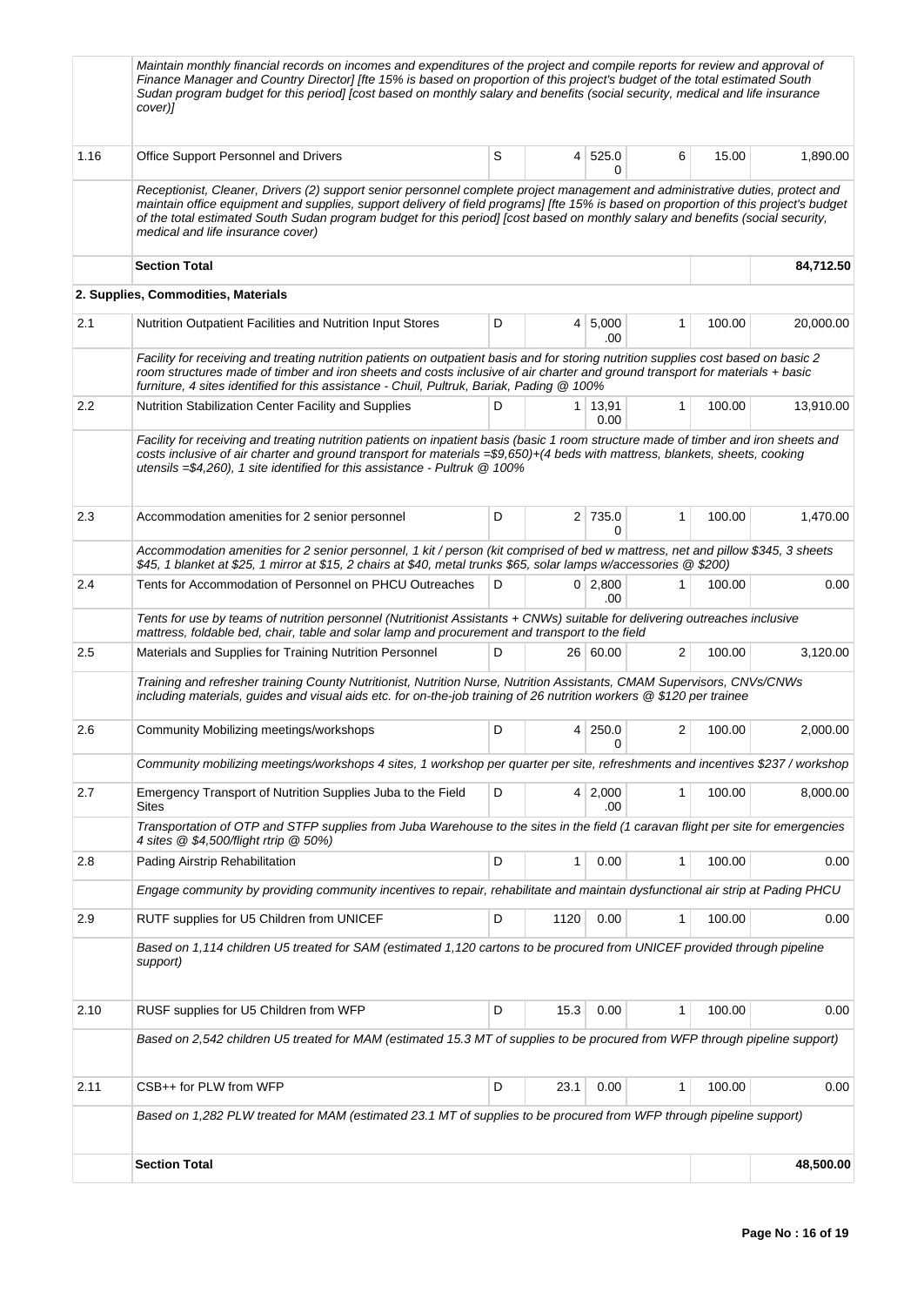| | | | | | | | |
|---|---|---|---|---|---|---|---|
| | Maintain monthly financial records on incomes and expenditures of the project and compile reports for review and approval of Finance Manager and Country Director] [fte 15% is based on proportion of this project's budget of the total estimated South Sudan program budget for this period] [cost based on monthly salary and benefits (social security, medical and life insurance cover)] | | | | | | |
| 1.16 | Office Support Personnel and Drivers | S | 4 | 525.00 | 6 | 15.00 | 1,890.00 |
| | *Receptionist, Cleaner, Drivers (2) support senior personnel complete project management and administrative duties, protect and maintain office equipment and supplies, support delivery of field programs] [fte 15% is based on proportion of this project's budget of the total estimated South Sudan program budget for this period] [cost based on monthly salary and benefits (social security, medical and life insurance cover)* | | | | | | |
| | **Section Total** | | | | | | **84,712.50** |
| | **2. Supplies, Commodities, Materials** | | | | | | |
| 2.1 | Nutrition Outpatient Facilities and Nutrition Input Stores | D | 4 | 5,000.00 | 1 | 100.00 | 20,000.00 |
| | *Facility for receiving and treating nutrition patients on outpatient basis and for storing nutrition supplies cost based on basic 2 room structures made of timber and iron sheets and costs inclusive of air charter and ground transport for materials + basic furniture, 4 sites identified for this assistance - Chuil, Pultruk, Bariak, Pading @ 100%* | | | | | | |
| 2.2 | Nutrition Stabilization Center Facility and Supplies | D | 1 | 13,910.00 | 1 | 100.00 | 13,910.00 |
| | *Facility for receiving and treating nutrition patients on inpatient basis (basic 1 room structure made of timber and iron sheets and costs inclusive of air charter and ground transport for materials =$9,650)+(4 beds with mattress, blankets, sheets, cooking utensils =$4,260), 1 site identified for this assistance - Pultruk @ 100%* | | | | | | |
| 2.3 | Accommodation amenities for 2 senior personnel | D | 2 | 735.00 | 1 | 100.00 | 1,470.00 |
| | *Accommodation amenities for 2 senior personnel, 1 kit / person (kit comprised of bed w mattress, net and pillow $345, 3 sheets $45, 1 blanket at $25, 1 mirror at $15, 2 chairs at $40, metal trunks $65, solar lamps w/accessories @ $200)* | | | | | | |
| 2.4 | Tents for Accommodation of Personnel on PHCU Outreaches | D | 0 | 2,800.00 | 1 | 100.00 | 0.00 |
| | *Tents for use by teams of nutrition personnel (Nutritionist Assistants + CNWs) suitable for delivering outreaches inclusive mattress, foldable bed, chair, table and solar lamp and procurement and transport to the field* | | | | | | |
| 2.5 | Materials and Supplies for Training Nutrition Personnel | D | 26 | 60.00 | 2 | 100.00 | 3,120.00 |
| | *Training and refresher training County Nutritionist, Nutrition Nurse, Nutrition Assistants, CMAM Supervisors, CNVs/CNWs including materials, guides and visual aids etc. for on-the-job training of 26 nutrition workers @ $120 per trainee* | | | | | | |
| 2.6 | Community Mobilizing meetings/workshops | D | 4 | 250.00 | 2 | 100.00 | 2,000.00 |
| | *Community mobilizing meetings/workshops 4 sites, 1 workshop per quarter per site, refreshments and incentives $237 / workshop* | | | | | | |
| 2.7 | Emergency Transport of Nutrition Supplies Juba to the Field Sites | D | 4 | 2,000.00 | 1 | 100.00 | 8,000.00 |
| | *Transportation of OTP and STFP supplies from Juba Warehouse to the sites in the field (1 caravan flight per site for emergencies 4 sites @ $4,500/flight rtrip @ 50%)* | | | | | | |
| 2.8 | Pading Airstrip Rehabilitation | D | 1 | 0.00 | 1 | 100.00 | 0.00 |
| | *Engage community by providing community incentives to repair, rehabilitate and maintain dysfunctional air strip at Pading PHCU* | | | | | | |
| 2.9 | RUTF supplies for U5 Children from UNICEF | D | 1120 | 0.00 | 1 | 100.00 | 0.00 |
| | *Based on 1,114 children U5 treated for SAM (estimated 1,120 cartons to be procured from UNICEF provided through pipeline support)* | | | | | | |
| 2.10 | RUSF supplies for U5 Children from WFP | D | 15.3 | 0.00 | 1 | 100.00 | 0.00 |
| | *Based on 2,542 children U5 treated for MAM (estimated 15.3 MT of supplies to be procured from WFP through pipeline support)* | | | | | | |
| 2.11 | CSB++ for PLW from WFP | D | 23.1 | 0.00 | 1 | 100.00 | 0.00 |
| | *Based on 1,282 PLW treated for MAM (estimated 23.1 MT of supplies to be procured from WFP through pipeline support)* | | | | | | |
| | **Section Total** | | | | | | **48,500.00** |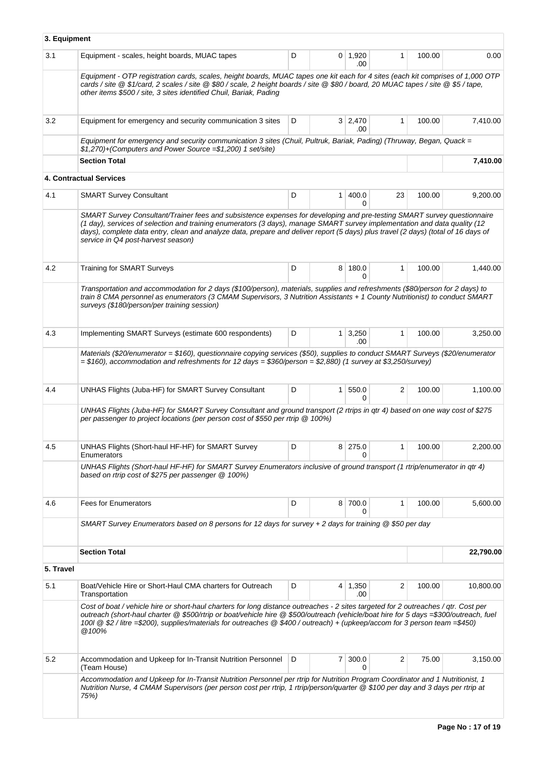| | | | | | | | |
|---|---|---|---|---|---|---|---|
| **3. Equipment** | | | | | | | |
| 3.1 | Equipment - scales, height boards, MUAC tapes | D | 0 | 1,920.00 | 1 | 100.00 | 0.00 |
| | *Equipment - OTP registration cards, scales, height boards, MUAC tapes one kit each for 4 sites (each kit comprises of 1,000 OTP cards / site @ $1/card, 2 scales / site @ $80 / scale, 2 height boards / site @ $80 / board, 20 MUAC tapes / site @ $5 / tape, other items $500 / site, 3 sites identified Chuil, Bariak, Pading* | | | | | | |
| 3.2 | Equipment for emergency and security communication 3 sites | D | 3 | 2,470.00 | 1 | 100.00 | 7,410.00 |
| | *Equipment for emergency and security communication 3 sites (Chuil, Pultruk, Bariak, Pading) (Thruway, Began, Quack = $1,270)+(Computers and Power Source =$1,200) 1 set/site)* | | | | | | |
| | **Section Total** | | | | | | **7,410.00** |
| **4. Contractual Services** | | | | | | | |
| 4.1 | SMART Survey Consultant | D | 1 | 400.00 | 23 | 100.00 | 9,200.00 |
| | *SMART Survey Consultant/Trainer fees and subsistence expenses for developing and pre-testing SMART survey questionnaire (1 day), services of selection and training enumerators (3 days), manage SMART survey implementation and data quality (12 days), complete data entry, clean and analyze data, prepare and deliver report (5 days) plus travel (2 days) (total of 16 days of service in Q4 post-harvest season)* | | | | | | |
| 4.2 | Training for SMART Surveys | D | 8 | 180.00 | 1 | 100.00 | 1,440.00 |
| | *Transportation and accommodation for 2 days ($100/person), materials, supplies and refreshments ($80/person for 2 days) to train 8 CMA personnel as enumerators (3 CMAM Supervisors, 3 Nutrition Assistants + 1 County Nutritionist) to conduct SMART surveys ($180/person/per training session)* | | | | | | |
| 4.3 | Implementing SMART Surveys (estimate 600 respondents) | D | 1 | 3,250.00 | 1 | 100.00 | 3,250.00 |
| | *Materials ($20/enumerator = $160), questionnaire copying services ($50), supplies to conduct SMART Surveys ($20/enumerator = $160), accommodation and refreshments for 12 days = $360/person = $2,880) (1 survey at $3,250/survey)* | | | | | | |
| 4.4 | UNHAS Flights (Juba-HF) for SMART Survey Consultant | D | 1 | 550.00 | 2 | 100.00 | 1,100.00 |
| | *UNHAS Flights (Juba-HF) for SMART Survey Consultant and ground transport (2 rtrips in qtr 4) based on one way cost of $275 per passenger to project locations (per person cost of $550 per rtrip @ 100%)* | | | | | | |
| 4.5 | UNHAS Flights (Short-haul HF-HF) for SMART Survey Enumerators | D | 8 | 275.00 | 1 | 100.00 | 2,200.00 |
| | *UNHAS Flights (Short-haul HF-HF) for SMART Survey Enumerators inclusive of ground transport (1 rtrip/enumerator in qtr 4) based on rtrip cost of $275 per passenger @ 100%)* | | | | | | |
| 4.6 | Fees for Enumerators | D | 8 | 700.00 | 1 | 100.00 | 5,600.00 |
| | *SMART Survey Enumerators based on 8 persons for 12 days for survey + 2 days for training @ $50 per day* | | | | | | |
| | **Section Total** | | | | | | **22,790.00** |
| **5. Travel** | | | | | | | |
| 5.1 | Boat/Vehicle Hire or Short-Haul CMA charters for Outreach Transportation | D | 4 | 1,350.00 | 2 | 100.00 | 10,800.00 |
| | *Cost of boat / vehicle hire or short-haul charters for long distance outreaches - 2 sites targeted for 2 outreaches / qtr. Cost per outreach (short-haul charter @ $500/rtrip or boat/vehicle hire @ $500/outreach (vehicle/boat hire for 5 days =$300/outreach, fuel 100l @ $2 / litre =$200), supplies/materials for outreaches @ $400 / outreach) + (upkeep/accom for 3 person team =$450) @100%* | | | | | | |
| 5.2 | Accommodation and Upkeep for In-Transit Nutrition Personnel (Team House) | D | 7 | 300.00 | 2 | 75.00 | 3,150.00 |
| | *Accommodation and Upkeep for In-Transit Nutrition Personnel per rtrip for Nutrition Program Coordinator and 1 Nutritionist, 1 Nutrition Nurse, 4 CMAM Supervisors (per person cost per rtrip, 1 rtrip/person/quarter @ $100 per day and 3 days per rtrip at 75%)* | | | | | | |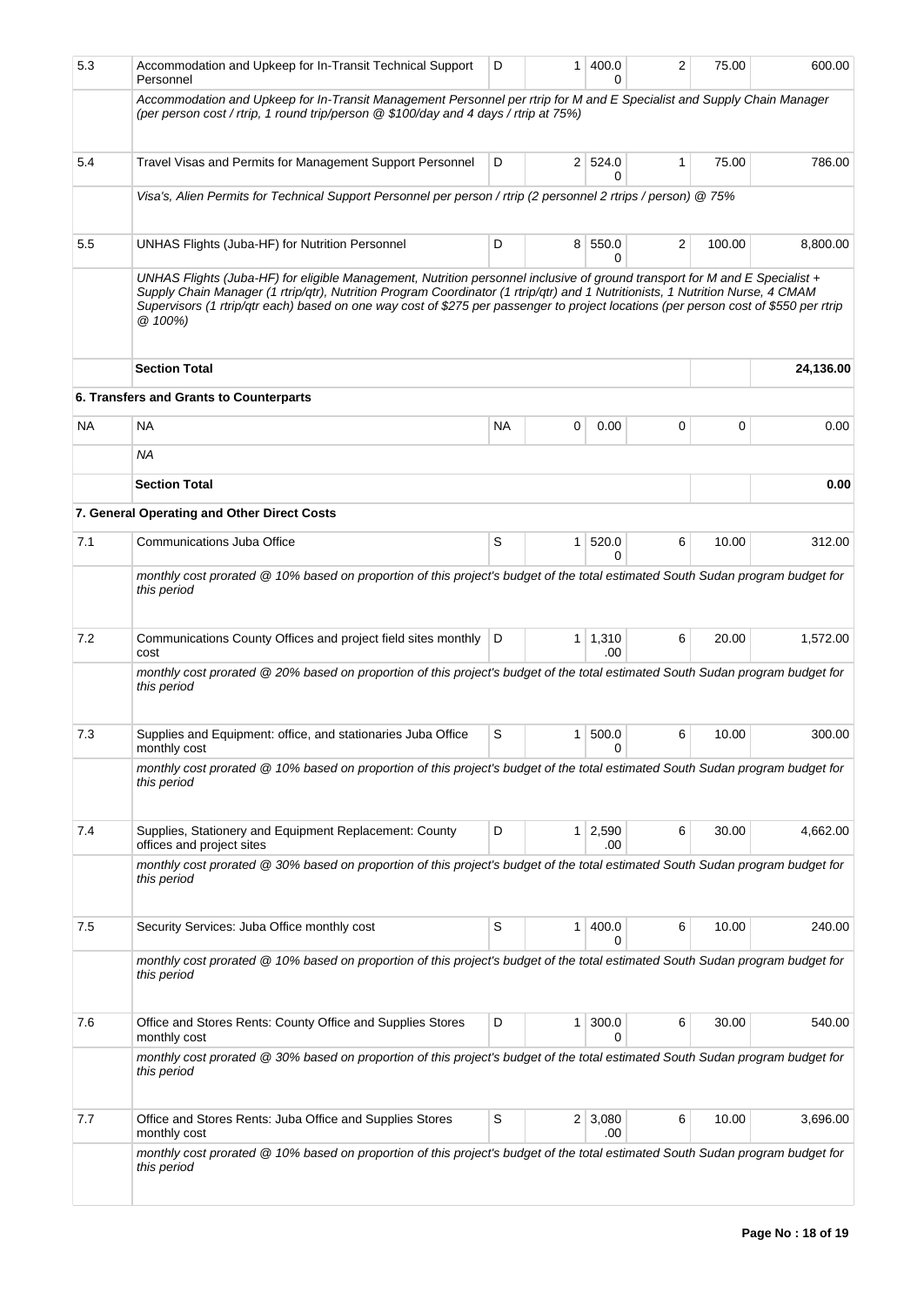| | | | | | | | |
|---|---|---|---|---|---|---|---|
| 5.3 | Accommodation and Upkeep for In-Transit Technical Support Personnel | D | 1 | 400.00 | 2 | 75.00 | 600.00 |
| | *Accommodation and Upkeep for In-Transit Management Personnel per rtrip for M and E Specialist and Supply Chain Manager (per person cost / rtrip, 1 round trip/person @ $100/day and 4 days / rtrip at 75%)* | | | | | | |
| 5.4 | Travel Visas and Permits for Management Support Personnel | D | 2 | 524.00 | 1 | 75.00 | 786.00 |
| | *Visa's, Alien Permits for Technical Support Personnel per person / rtrip (2 personnel 2 rtrips / person) @ 75%* | | | | | | |
| 5.5 | UNHAS Flights (Juba-HF) for Nutrition Personnel | D | 8 | 550.00 | 2 | 100.00 | 8,800.00 |
| | *UNHAS Flights (Juba-HF) for eligible Management, Nutrition personnel inclusive of ground transport for M and E Specialist + Supply Chain Manager (1 rtrip/qtr), Nutrition Program Coordinator (1 rtrip/qtr) and 1 Nutritionists, 1 Nutrition Nurse, 4 CMAM Supervisors (1 rtrip/qtr each) based on one way cost of $275 per passenger to project locations (per person cost of $550 per rtrip @ 100%)* | | | | | | |
| | **Section Total** | | | | | | **24,136.00** |
| | **6. Transfers and Grants to Counterparts** | | | | | | |
| NA | NA | NA | 0 | 0.00 | 0 | 0 | 0.00 |
| | *NA* | | | | | | |
| | **Section Total** | | | | | | **0.00** |
| | **7. General Operating and Other Direct Costs** | | | | | | |
| 7.1 | Communications Juba Office | S | 1 | 520.00 | 6 | 10.00 | 312.00 |
| | *monthly cost prorated @ 10% based on proportion of this project's budget of the total estimated South Sudan program budget for this period* | | | | | | |
| 7.2 | Communications County Offices and project field sites monthly cost | D | 1 | 1,310.00 | 6 | 20.00 | 1,572.00 |
| | *monthly cost prorated @ 20% based on proportion of this project's budget of the total estimated South Sudan program budget for this period* | | | | | | |
| 7.3 | Supplies and Equipment: office, and stationaries Juba Office monthly cost | S | 1 | 500.00 | 6 | 10.00 | 300.00 |
| | *monthly cost prorated @ 10% based on proportion of this project's budget of the total estimated South Sudan program budget for this period* | | | | | | |
| 7.4 | Supplies, Stationery and Equipment Replacement: County offices and project sites | D | 1 | 2,590.00 | 6 | 30.00 | 4,662.00 |
| | *monthly cost prorated @ 30% based on proportion of this project's budget of the total estimated South Sudan program budget for this period* | | | | | | |
| 7.5 | Security Services: Juba Office monthly cost | S | 1 | 400.00 | 6 | 10.00 | 240.00 |
| | *monthly cost prorated @ 10% based on proportion of this project's budget of the total estimated South Sudan program budget for this period* | | | | | | |
| 7.6 | Office and Stores Rents: County Office and Supplies Stores monthly cost | D | 1 | 300.00 | 6 | 30.00 | 540.00 |
| | *monthly cost prorated @ 30% based on proportion of this project's budget of the total estimated South Sudan program budget for this period* | | | | | | |
| 7.7 | Office and Stores Rents: Juba Office and Supplies Stores monthly cost | S | 2 | 3,080.00 | 6 | 10.00 | 3,696.00 |
| | *monthly cost prorated @ 10% based on proportion of this project's budget of the total estimated South Sudan program budget for this period* | | | | | | |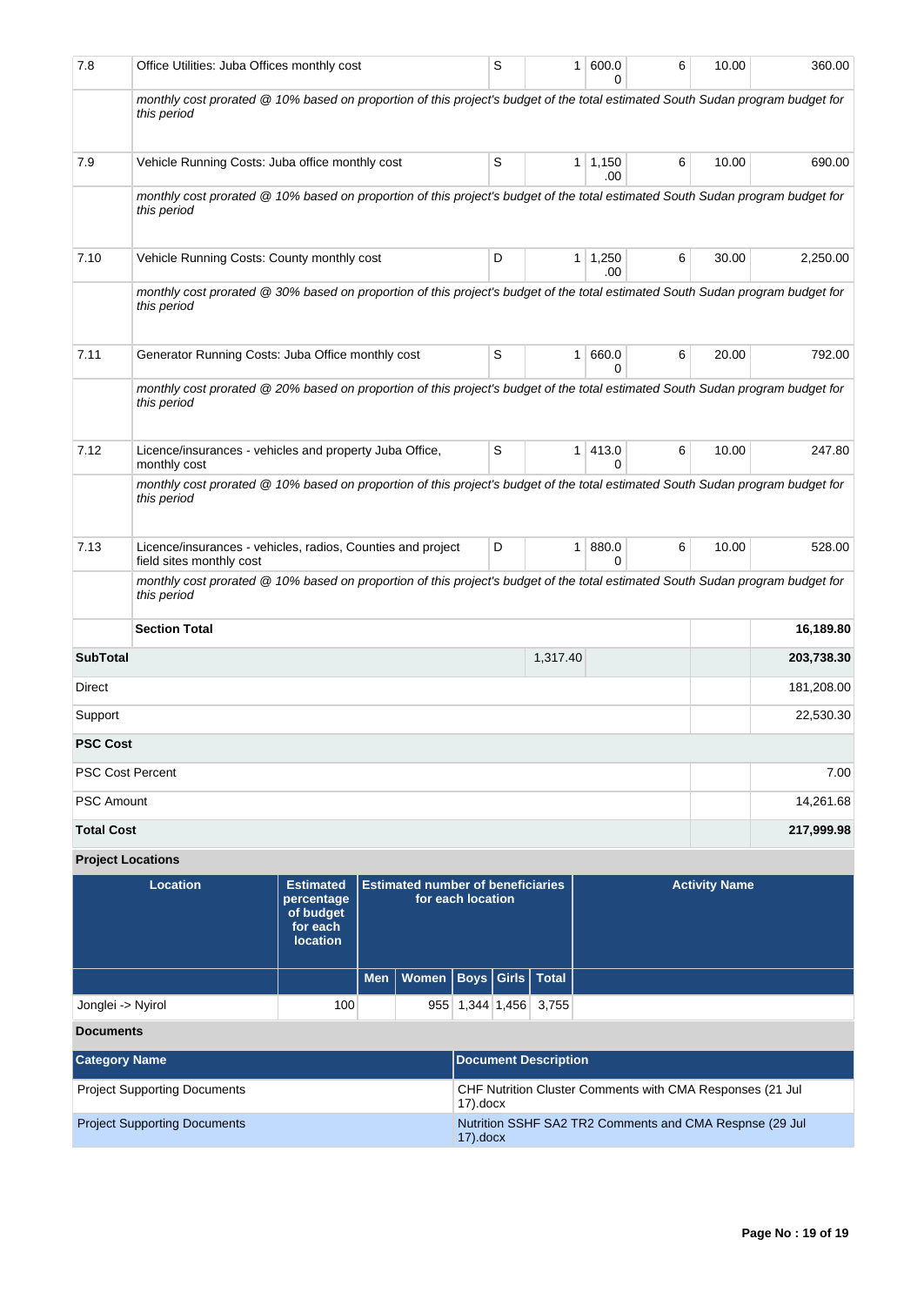| | | | | | | | |
|---|---|---|---|---|---|---|---|
| 7.8 | Office Utilities: Juba Offices monthly cost | S | 1 | 600.00 | 6 | 10.00 | 360.00 |
| | *monthly cost prorated @ 10% based on proportion of this project's budget of the total estimated South Sudan program budget for this period* | | | | | | |
| 7.9 | Vehicle Running Costs: Juba office monthly cost | S | 1 | 1,150.00 | 6 | 10.00 | 690.00 |
| | *monthly cost prorated @ 10% based on proportion of this project's budget of the total estimated South Sudan program budget for this period* | | | | | | |
| 7.10 | Vehicle Running Costs: County monthly cost | D | 1 | 1,250.00 | 6 | 30.00 | 2,250.00 |
| | *monthly cost prorated @ 30% based on proportion of this project's budget of the total estimated South Sudan program budget for this period* | | | | | | |
| 7.11 | Generator Running Costs: Juba Office monthly cost | S | 1 | 660.00 | 6 | 20.00 | 792.00 |
| | *monthly cost prorated @ 20% based on proportion of this project's budget of the total estimated South Sudan program budget for this period* | | | | | | |
| 7.12 | Licence/insurances - vehicles and property Juba Office, monthly cost | S | 1 | 413.00 | 6 | 10.00 | 247.80 |
| | *monthly cost prorated @ 10% based on proportion of this project's budget of the total estimated South Sudan program budget for this period* | | | | | | |
| 7.13 | Licence/insurances - vehicles, radios, Counties and project field sites monthly cost | D | 1 | 880.00 | 6 | 10.00 | 528.00 |
| | *monthly cost prorated @ 10% based on proportion of this project's budget of the total estimated South Sudan program budget for this period* | | | | | | |
| | **Section Total** | | | | | | **16,189.80** |
| **SubTotal** | | | 1,317.40 | | | | **203,738.30** |
| Direct | | | | | | | 181,208.00 |
| Support | | | | | | | 22,530.30 |
| **PSC Cost** | | | | | | | |
| PSC Cost Percent | | | | | | | 7.00 |
| PSC Amount | | | | | | | 14,261.68 |
| **Total Cost** | | | | | | | **217,999.98** |

**Project Locations**

| Location | Estimated percentage of budget for each location | Estimated number of beneficiaries for each location | | | | | Activity Name |
|---|---|---|---|---|---|---|---|
| | | Men | Women | Boys | Girls | Total | |
| Jonglei -> Nyirol | 100 | | 955 | 1,344 | 1,456 | 3,755 | |

**Documents**

| Category Name | Document Description |
|---|---|
| Project Supporting Documents | CHF Nutrition Cluster Comments with CMA Responses (21 Jul 17).docx |
| Project Supporting Documents | Nutrition SSHF SA2 TR2 Comments and CMA Respnse (29 Jul 17).docx |